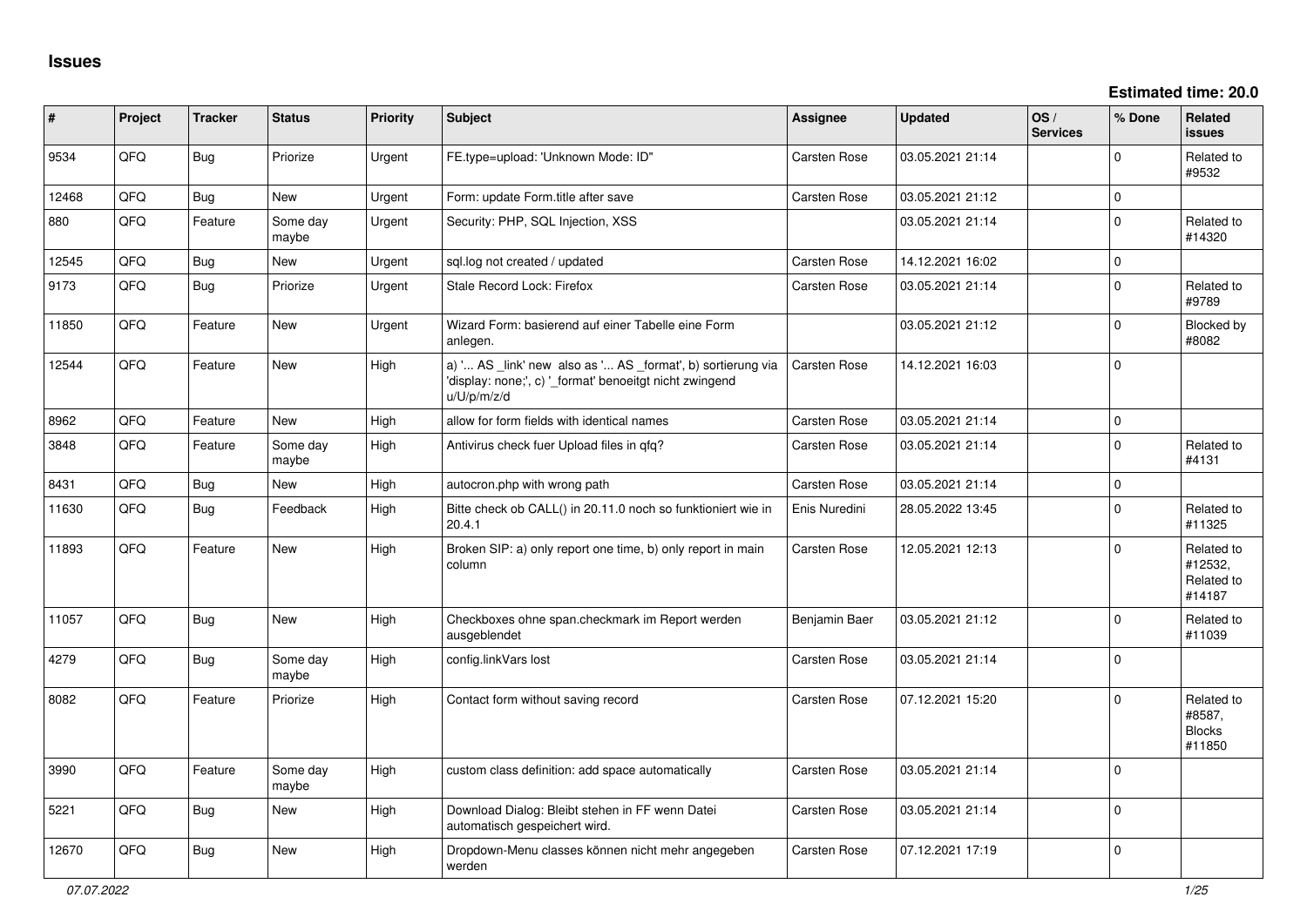# Issues

**Estimated time: 20.0**

| # | Project | Tracker | Status | Priority | Subject | Assignee | Updated | OS / Services | % Done | Related issues |
|---|---|---|---|---|---|---|---|---|---|---|
| 9534 | QFQ | Bug | Priorize | Urgent | FE.type=upload: 'Unknown Mode: ID" | Carsten Rose | 03.05.2021 21:14 | | 0 | Related to #9532 |
| 12468 | QFQ | Bug | New | Urgent | Form: update Form.title after save | Carsten Rose | 03.05.2021 21:12 | | 0 | |
| 880 | QFQ | Feature | Some day maybe | Urgent | Security: PHP, SQL Injection, XSS | | 03.05.2021 21:14 | | 0 | Related to #14320 |
| 12545 | QFQ | Bug | New | Urgent | sql.log not created / updated | Carsten Rose | 14.12.2021 16:02 | | 0 | |
| 9173 | QFQ | Bug | Priorize | Urgent | Stale Record Lock: Firefox | Carsten Rose | 03.05.2021 21:14 | | 0 | Related to #9789 |
| 11850 | QFQ | Feature | New | Urgent | Wizard Form: basierend auf einer Tabelle eine Form anlegen. | | 03.05.2021 21:12 | | 0 | Blocked by #8082 |
| 12544 | QFQ | Feature | New | High | a) '... AS _link' new also as '... AS _format', b) sortierung via 'display: none;', c) '_format' benoeitgt nicht zwingend u/U/p/m/z/d | Carsten Rose | 14.12.2021 16:03 | | 0 | |
| 8962 | QFQ | Feature | New | High | allow for form fields with identical names | Carsten Rose | 03.05.2021 21:14 | | 0 | |
| 3848 | QFQ | Feature | Some day maybe | High | Antivirus check fuer Upload files in qfq? | Carsten Rose | 03.05.2021 21:14 | | 0 | Related to #4131 |
| 8431 | QFQ | Bug | New | High | autocron.php with wrong path | Carsten Rose | 03.05.2021 21:14 | | 0 | |
| 11630 | QFQ | Bug | Feedback | High | Bitte check ob CALL() in 20.11.0 noch so funktioniert wie in 20.4.1 | Enis Nuredini | 28.05.2022 13:45 | | 0 | Related to #11325 |
| 11893 | QFQ | Feature | New | High | Broken SIP: a) only report one time, b) only report in main column | Carsten Rose | 12.05.2021 12:13 | | 0 | Related to #12532, Related to #14187 |
| 11057 | QFQ | Bug | New | High | Checkboxes ohne span.checkmark im Report werden ausgeblendet | Benjamin Baer | 03.05.2021 21:12 | | 0 | Related to #11039 |
| 4279 | QFQ | Bug | Some day maybe | High | config.linkVars lost | Carsten Rose | 03.05.2021 21:14 | | 0 | |
| 8082 | QFQ | Feature | Priorize | High | Contact form without saving record | Carsten Rose | 07.12.2021 15:20 | | 0 | Related to #8587, Blocks #11850 |
| 3990 | QFQ | Feature | Some day maybe | High | custom class definition: add space automatically | Carsten Rose | 03.05.2021 21:14 | | 0 | |
| 5221 | QFQ | Bug | New | High | Download Dialog: Bleibt stehen in FF wenn Datei automatisch gespeichert wird. | Carsten Rose | 03.05.2021 21:14 | | 0 | |
| 12670 | QFQ | Bug | New | High | Dropdown-Menu classes können nicht mehr angegeben werden | Carsten Rose | 07.12.2021 17:19 | | 0 | |

*07.07.2022*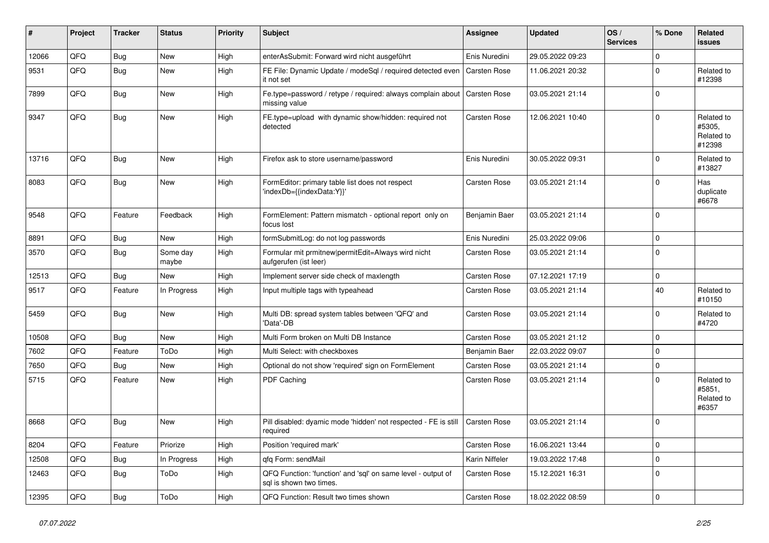| # | Project | Tracker | Status | Priority | Subject | Assignee | Updated | OS / Services | % Done | Related issues |
|---|---|---|---|---|---|---|---|---|---|---|
| 12066 | QFQ | Bug | New | High | enterAsSubmit: Forward wird nicht ausgeführt | Enis Nuredini | 29.05.2022 09:23 | | 0 | |
| 9531 | QFQ | Bug | New | High | FE File: Dynamic Update / modeSql / required detected even it not set | Carsten Rose | 11.06.2021 20:32 | | 0 | Related to #12398 |
| 7899 | QFQ | Bug | New | High | Fe.type=password / retype / required: always complain about missing value | Carsten Rose | 03.05.2021 21:14 | | 0 | |
| 9347 | QFQ | Bug | New | High | FE.type=upload with dynamic show/hidden: required not detected | Carsten Rose | 12.06.2021 10:40 | | 0 | Related to #5305, Related to #12398 |
| 13716 | QFQ | Bug | New | High | Firefox ask to store username/password | Enis Nuredini | 30.05.2022 09:31 | | 0 | Related to #13827 |
| 8083 | QFQ | Bug | New | High | FormEditor: primary table list does not respect 'indexDb={{indexData:Y}}' | Carsten Rose | 03.05.2021 21:14 | | 0 | Has duplicate #6678 |
| 9548 | QFQ | Feature | Feedback | High | FormElement: Pattern mismatch - optional report only on focus lost | Benjamin Baer | 03.05.2021 21:14 | | 0 | |
| 8891 | QFQ | Bug | New | High | formSubmitLog: do not log passwords | Enis Nuredini | 25.03.2022 09:06 | | 0 | |
| 3570 | QFQ | Bug | Some day maybe | High | Formular mit prmitnew\|permitEdit=Always wird nicht aufgerufen (ist leer) | Carsten Rose | 03.05.2021 21:14 | | 0 | |
| 12513 | QFQ | Bug | New | High | Implement server side check of maxlength | Carsten Rose | 07.12.2021 17:19 | | 0 | |
| 9517 | QFQ | Feature | In Progress | High | Input multiple tags with typeahead | Carsten Rose | 03.05.2021 21:14 | | 40 | Related to #10150 |
| 5459 | QFQ | Bug | New | High | Multi DB: spread system tables between 'QFQ' and 'Data'-DB | Carsten Rose | 03.05.2021 21:14 | | 0 | Related to #4720 |
| 10508 | QFQ | Bug | New | High | Multi Form broken on Multi DB Instance | Carsten Rose | 03.05.2021 21:12 | | 0 | |
| 7602 | QFQ | Feature | ToDo | High | Multi Select: with checkboxes | Benjamin Baer | 22.03.2022 09:07 | | 0 | |
| 7650 | QFQ | Bug | New | High | Optional do not show 'required' sign on FormElement | Carsten Rose | 03.05.2021 21:14 | | 0 | |
| 5715 | QFQ | Feature | New | High | PDF Caching | Carsten Rose | 03.05.2021 21:14 | | 0 | Related to #5851, Related to #6357 |
| 8668 | QFQ | Bug | New | High | Pill disabled: dyamic mode 'hidden' not respected - FE is still required | Carsten Rose | 03.05.2021 21:14 | | 0 | |
| 8204 | QFQ | Feature | Priorize | High | Position 'required mark' | Carsten Rose | 16.06.2021 13:44 | | 0 | |
| 12508 | QFQ | Bug | In Progress | High | qfq Form: sendMail | Karin Niffeler | 19.03.2022 17:48 | | 0 | |
| 12463 | QFQ | Bug | ToDo | High | QFQ Function: 'function' and 'sql' on same level - output of sql is shown two times. | Carsten Rose | 15.12.2021 16:31 | | 0 | |
| 12395 | QFQ | Bug | ToDo | High | QFQ Function: Result two times shown | Carsten Rose | 18.02.2022 08:59 | | 0 | |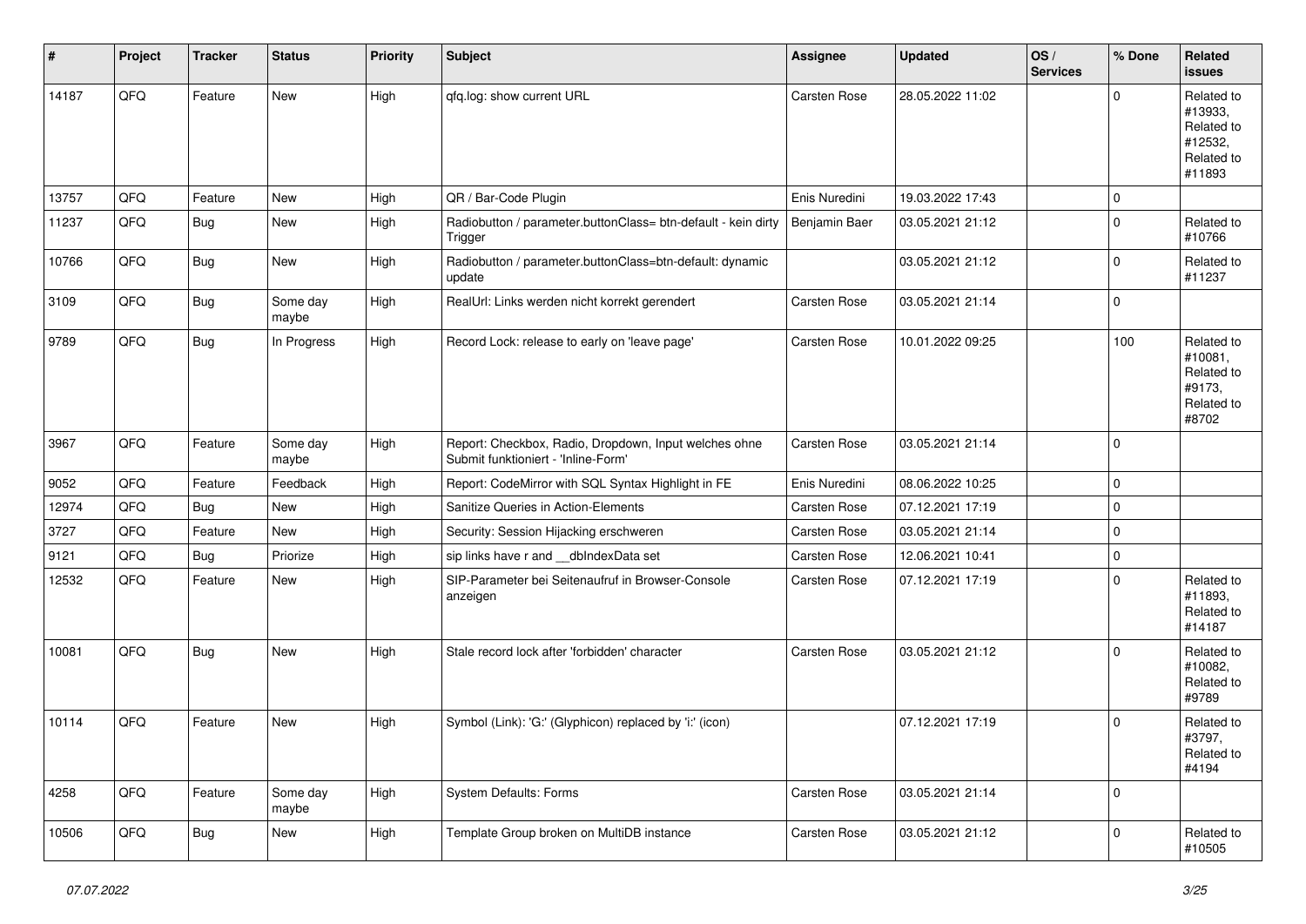| # | Project | Tracker | Status | Priority | Subject | Assignee | Updated | OS / Services | % Done | Related issues |
|---|---|---|---|---|---|---|---|---|---|---|
| 14187 | QFQ | Feature | New | High | qfq.log: show current URL | Carsten Rose | 28.05.2022 11:02 | | 0 | Related to #13933, Related to #12532, Related to #11893 |
| 13757 | QFQ | Feature | New | High | QR / Bar-Code Plugin | Enis Nuredini | 19.03.2022 17:43 | | 0 | |
| 11237 | QFQ | Bug | New | High | Radiobutton / parameter.buttonClass= btn-default - kein dirty Trigger | Benjamin Baer | 03.05.2021 21:12 | | 0 | Related to #10766 |
| 10766 | QFQ | Bug | New | High | Radiobutton / parameter.buttonClass=btn-default: dynamic update | | 03.05.2021 21:12 | | 0 | Related to #11237 |
| 3109 | QFQ | Bug | Some day maybe | High | RealUrl: Links werden nicht korrekt gerendert | Carsten Rose | 03.05.2021 21:14 | | 0 | |
| 9789 | QFQ | Bug | In Progress | High | Record Lock: release to early on 'leave page' | Carsten Rose | 10.01.2022 09:25 | | 100 | Related to #10081, Related to #9173, Related to #8702 |
| 3967 | QFQ | Feature | Some day maybe | High | Report: Checkbox, Radio, Dropdown, Input welches ohne Submit funktioniert - 'Inline-Form' | Carsten Rose | 03.05.2021 21:14 | | 0 | |
| 9052 | QFQ | Feature | Feedback | High | Report: CodeMirror with SQL Syntax Highlight in FE | Enis Nuredini | 08.06.2022 10:25 | | 0 | |
| 12974 | QFQ | Bug | New | High | Sanitize Queries in Action-Elements | Carsten Rose | 07.12.2021 17:19 | | 0 | |
| 3727 | QFQ | Feature | New | High | Security: Session Hijacking erschweren | Carsten Rose | 03.05.2021 21:14 | | 0 | |
| 9121 | QFQ | Bug | Priorize | High | sip links have r and __dbIndexData set | Carsten Rose | 12.06.2021 10:41 | | 0 | |
| 12532 | QFQ | Feature | New | High | SIP-Parameter bei Seitenaufruf in Browser-Console anzeigen | Carsten Rose | 07.12.2021 17:19 | | 0 | Related to #11893, Related to #14187 |
| 10081 | QFQ | Bug | New | High | Stale record lock after 'forbidden' character | Carsten Rose | 03.05.2021 21:12 | | 0 | Related to #10082, Related to #9789 |
| 10114 | QFQ | Feature | New | High | Symbol (Link): 'G:' (Glyphicon) replaced by 'i:' (icon) | | 07.12.2021 17:19 | | 0 | Related to #3797, Related to #4194 |
| 4258 | QFQ | Feature | Some day maybe | High | System Defaults: Forms | Carsten Rose | 03.05.2021 21:14 | | 0 | |
| 10506 | QFQ | Bug | New | High | Template Group broken on MultiDB instance | Carsten Rose | 03.05.2021 21:12 | | 0 | Related to #10505 |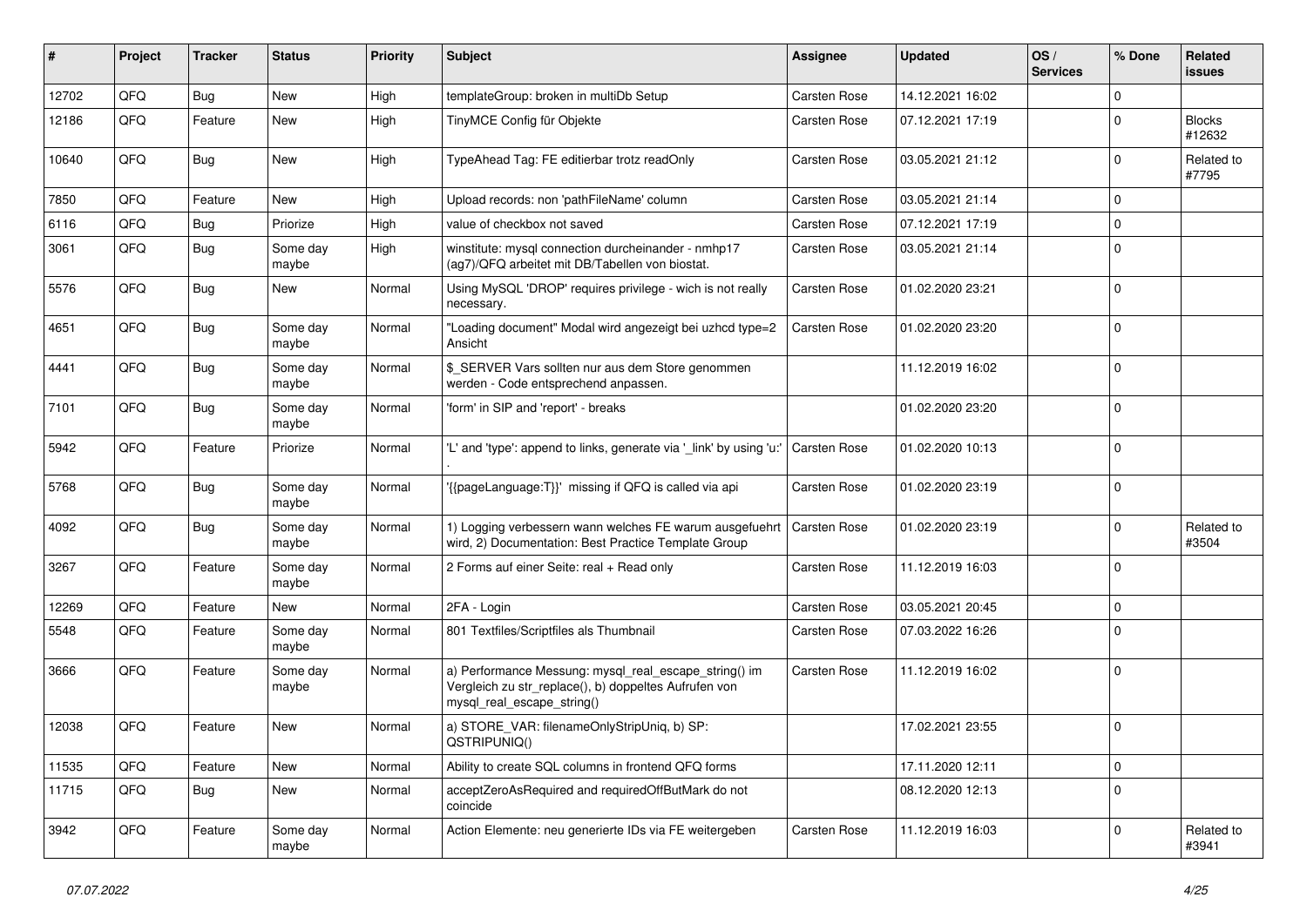| # | Project | Tracker | Status | Priority | Subject | Assignee | Updated | OS / Services | % Done | Related issues |
|---|---|---|---|---|---|---|---|---|---|---|
| 12702 | QFQ | Bug | New | High | templateGroup: broken in multiDb Setup | Carsten Rose | 14.12.2021 16:02 | | 0 | |
| 12186 | QFQ | Feature | New | High | TinyMCE Config für Objekte | Carsten Rose | 07.12.2021 17:19 | | 0 | Blocks #12632 |
| 10640 | QFQ | Bug | New | High | TypeAhead Tag: FE editierbar trotz readOnly | Carsten Rose | 03.05.2021 21:12 | | 0 | Related to #7795 |
| 7850 | QFQ | Feature | New | High | Upload records: non 'pathFileName' column | Carsten Rose | 03.05.2021 21:14 | | 0 | |
| 6116 | QFQ | Bug | Priorize | High | value of checkbox not saved | Carsten Rose | 07.12.2021 17:19 | | 0 | |
| 3061 | QFQ | Bug | Some day maybe | High | winstitute: mysql connection durcheinander - nmhp17 (ag7)/QFQ arbeitet mit DB/Tabellen von biostat. | Carsten Rose | 03.05.2021 21:14 | | 0 | |
| 5576 | QFQ | Bug | New | Normal | Using MySQL 'DROP' requires privilege - wich is not really necessary. | Carsten Rose | 01.02.2020 23:21 | | 0 | |
| 4651 | QFQ | Bug | Some day maybe | Normal | "Loading document" Modal wird angezeigt bei uzhcd type=2 Ansicht | Carsten Rose | 01.02.2020 23:20 | | 0 | |
| 4441 | QFQ | Bug | Some day maybe | Normal | $_SERVER Vars sollten nur aus dem Store genommen werden - Code entsprechend anpassen. | | 11.12.2019 16:02 | | 0 | |
| 7101 | QFQ | Bug | Some day maybe | Normal | 'form' in SIP and 'report' - breaks | | 01.02.2020 23:20 | | 0 | |
| 5942 | QFQ | Feature | Priorize | Normal | 'L' and 'type': append to links, generate via '_link' by using 'u:' . | Carsten Rose | 01.02.2020 10:13 | | 0 | |
| 5768 | QFQ | Bug | Some day maybe | Normal | '{{pageLanguage:T}}' missing if QFQ is called via api | Carsten Rose | 01.02.2020 23:19 | | 0 | |
| 4092 | QFQ | Bug | Some day maybe | Normal | 1) Logging verbessern wann welches FE warum ausgefuehrt wird, 2) Documentation: Best Practice Template Group | Carsten Rose | 01.02.2020 23:19 | | 0 | Related to #3504 |
| 3267 | QFQ | Feature | Some day maybe | Normal | 2 Forms auf einer Seite: real + Read only | Carsten Rose | 11.12.2019 16:03 | | 0 | |
| 12269 | QFQ | Feature | New | Normal | 2FA - Login | Carsten Rose | 03.05.2021 20:45 | | 0 | |
| 5548 | QFQ | Feature | Some day maybe | Normal | 801 Textfiles/Scriptfiles als Thumbnail | Carsten Rose | 07.03.2022 16:26 | | 0 | |
| 3666 | QFQ | Feature | Some day maybe | Normal | a) Performance Messung: mysql_real_escape_string() im Vergleich zu str_replace(), b) doppeltes Aufrufen von mysql_real_escape_string() | Carsten Rose | 11.12.2019 16:02 | | 0 | |
| 12038 | QFQ | Feature | New | Normal | a) STORE_VAR: filenameOnlyStripUniq, b) SP: QSTRIPUNIQ() | | 17.02.2021 23:55 | | 0 | |
| 11535 | QFQ | Feature | New | Normal | Ability to create SQL columns in frontend QFQ forms | | 17.11.2020 12:11 | | 0 | |
| 11715 | QFQ | Bug | New | Normal | acceptZeroAsRequired and requiredOffButMark do not coincide | | 08.12.2020 12:13 | | 0 | |
| 3942 | QFQ | Feature | Some day maybe | Normal | Action Elemente: neu generierte IDs via FE weitergeben | Carsten Rose | 11.12.2019 16:03 | | 0 | Related to #3941 |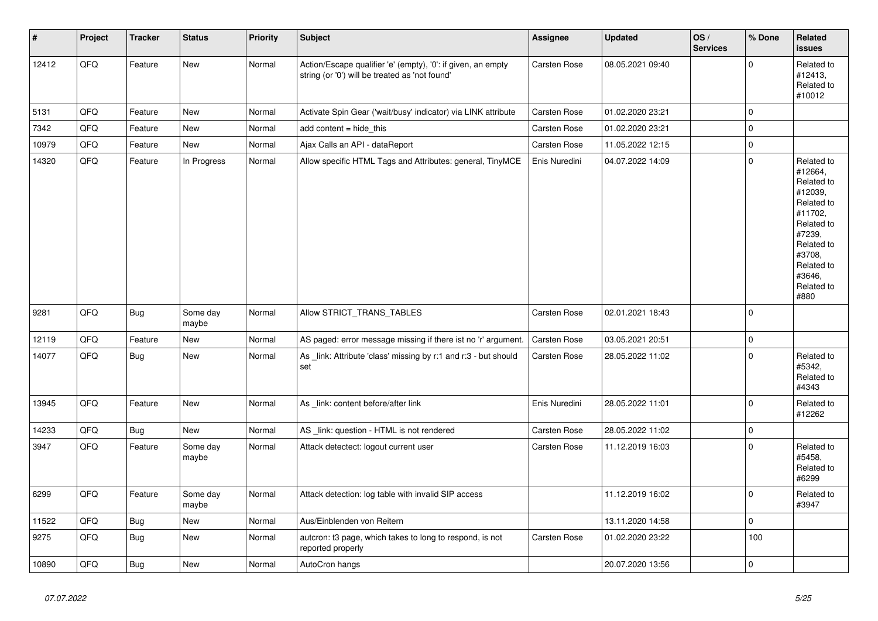| # | Project | Tracker | Status | Priority | Subject | Assignee | Updated | OS / Services | % Done | Related issues |
|---|---|---|---|---|---|---|---|---|---|---|
| 12412 | QFQ | Feature | New | Normal | Action/Escape qualifier 'e' (empty), '0': if given, an empty string (or '0') will be treated as 'not found' | Carsten Rose | 08.05.2021 09:40 | | 0 | Related to #12413, Related to #10012 |
| 5131 | QFQ | Feature | New | Normal | Activate Spin Gear ('wait/busy' indicator) via LINK attribute | Carsten Rose | 01.02.2020 23:21 | | 0 | |
| 7342 | QFQ | Feature | New | Normal | add content = hide_this | Carsten Rose | 01.02.2020 23:21 | | 0 | |
| 10979 | QFQ | Feature | New | Normal | Ajax Calls an API - dataReport | Carsten Rose | 11.05.2022 12:15 | | 0 | |
| 14320 | QFQ | Feature | In Progress | Normal | Allow specific HTML Tags and Attributes: general, TinyMCE | Enis Nuredini | 04.07.2022 14:09 | | 0 | Related to #12664, Related to #12039, Related to #11702, Related to #7239, Related to #3708, Related to #3646, Related to #880 |
| 9281 | QFQ | Bug | Some day maybe | Normal | Allow STRICT_TRANS_TABLES | Carsten Rose | 02.01.2021 18:43 | | 0 | |
| 12119 | QFQ | Feature | New | Normal | AS paged: error message missing if there ist no 'r' argument. | Carsten Rose | 03.05.2021 20:51 | | 0 | |
| 14077 | QFQ | Bug | New | Normal | As _link: Attribute 'class' missing by r:1 and r:3 - but should set | Carsten Rose | 28.05.2022 11:02 | | 0 | Related to #5342, Related to #4343 |
| 13945 | QFQ | Feature | New | Normal | As _link: content before/after link | Enis Nuredini | 28.05.2022 11:01 | | 0 | Related to #12262 |
| 14233 | QFQ | Bug | New | Normal | AS _link: question - HTML is not rendered | Carsten Rose | 28.05.2022 11:02 | | 0 | |
| 3947 | QFQ | Feature | Some day maybe | Normal | Attack detectect: logout current user | Carsten Rose | 11.12.2019 16:03 | | 0 | Related to #5458, Related to #6299 |
| 6299 | QFQ | Feature | Some day maybe | Normal | Attack detection: log table with invalid SIP access | | 11.12.2019 16:02 | | 0 | Related to #3947 |
| 11522 | QFQ | Bug | New | Normal | Aus/Einblenden von Reitern | | 13.11.2020 14:58 | | 0 | |
| 9275 | QFQ | Bug | New | Normal | autcron: t3 page, which takes to long to respond, is not reported properly | Carsten Rose | 01.02.2020 23:22 | | 100 | |
| 10890 | QFQ | Bug | New | Normal | AutoCron hangs | | 20.07.2020 13:56 | | 0 | |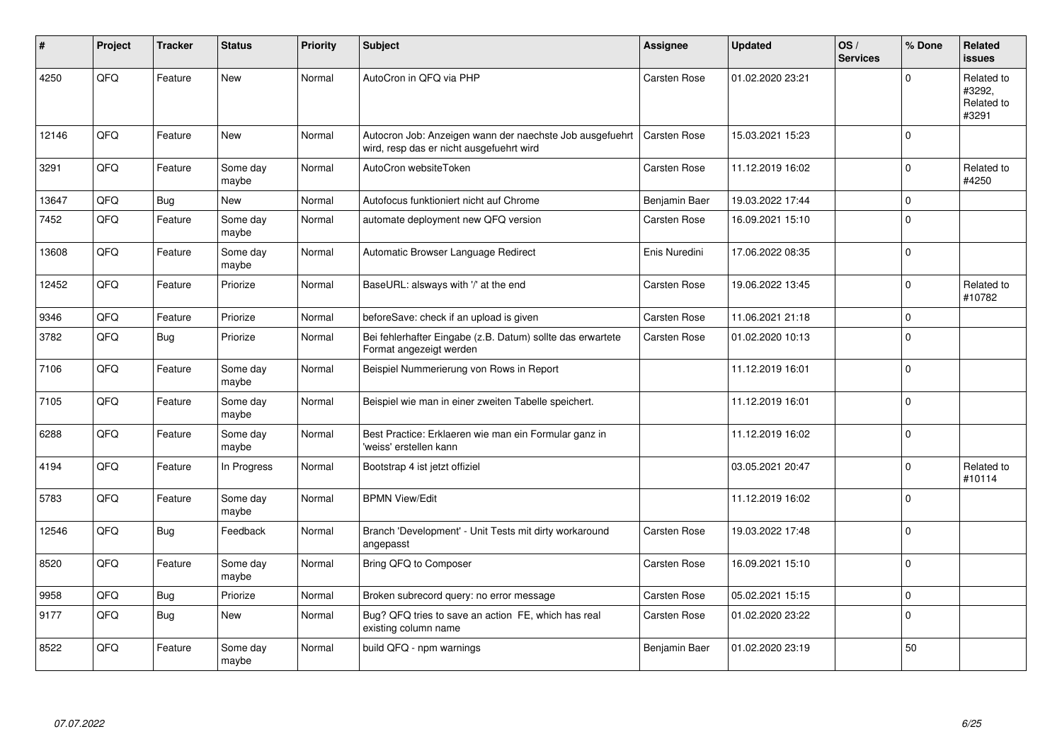| # | Project | Tracker | Status | Priority | Subject | Assignee | Updated | OS / Services | % Done | Related issues |
|---|---|---|---|---|---|---|---|---|---|---|
| 4250 | QFQ | Feature | New | Normal | AutoCron in QFQ via PHP | Carsten Rose | 01.02.2020 23:21 | | 0 | Related to #3292, Related to #3291 |
| 12146 | QFQ | Feature | New | Normal | Autocron Job: Anzeigen wann der naechste Job ausgefuehrt wird, resp das er nicht ausgefuehrt wird | Carsten Rose | 15.03.2021 15:23 | | 0 | |
| 3291 | QFQ | Feature | Some day maybe | Normal | AutoCron websiteToken | Carsten Rose | 11.12.2019 16:02 | | 0 | Related to #4250 |
| 13647 | QFQ | Bug | New | Normal | Autofocus funktioniert nicht auf Chrome | Benjamin Baer | 19.03.2022 17:44 | | 0 | |
| 7452 | QFQ | Feature | Some day maybe | Normal | automate deployment new QFQ version | Carsten Rose | 16.09.2021 15:10 | | 0 | |
| 13608 | QFQ | Feature | Some day maybe | Normal | Automatic Browser Language Redirect | Enis Nuredini | 17.06.2022 08:35 | | 0 | |
| 12452 | QFQ | Feature | Priorize | Normal | BaseURL: alsways with '/' at the end | Carsten Rose | 19.06.2022 13:45 | | 0 | Related to #10782 |
| 9346 | QFQ | Feature | Priorize | Normal | beforeSave: check if an upload is given | Carsten Rose | 11.06.2021 21:18 | | 0 | |
| 3782 | QFQ | Bug | Priorize | Normal | Bei fehlerhafter Eingabe (z.B. Datum) sollte das erwartete Format angezeigt werden | Carsten Rose | 01.02.2020 10:13 | | 0 | |
| 7106 | QFQ | Feature | Some day maybe | Normal | Beispiel Nummerierung von Rows in Report | | 11.12.2019 16:01 | | 0 | |
| 7105 | QFQ | Feature | Some day maybe | Normal | Beispiel wie man in einer zweiten Tabelle speichert. | | 11.12.2019 16:01 | | 0 | |
| 6288 | QFQ | Feature | Some day maybe | Normal | Best Practice: Erklaeren wie man ein Formular ganz in 'weiss' erstellen kann | | 11.12.2019 16:02 | | 0 | |
| 4194 | QFQ | Feature | In Progress | Normal | Bootstrap 4 ist jetzt offiziel | | 03.05.2021 20:47 | | 0 | Related to #10114 |
| 5783 | QFQ | Feature | Some day maybe | Normal | BPMN View/Edit | | 11.12.2019 16:02 | | 0 | |
| 12546 | QFQ | Bug | Feedback | Normal | Branch 'Development' - Unit Tests mit dirty workaround angepasst | Carsten Rose | 19.03.2022 17:48 | | 0 | |
| 8520 | QFQ | Feature | Some day maybe | Normal | Bring QFQ to Composer | Carsten Rose | 16.09.2021 15:10 | | 0 | |
| 9958 | QFQ | Bug | Priorize | Normal | Broken subrecord query: no error message | Carsten Rose | 05.02.2021 15:15 | | 0 | |
| 9177 | QFQ | Bug | New | Normal | Bug? QFQ tries to save an action FE, which has real existing column name | Carsten Rose | 01.02.2020 23:22 | | 0 | |
| 8522 | QFQ | Feature | Some day maybe | Normal | build QFQ - npm warnings | Benjamin Baer | 01.02.2020 23:19 | | 50 | |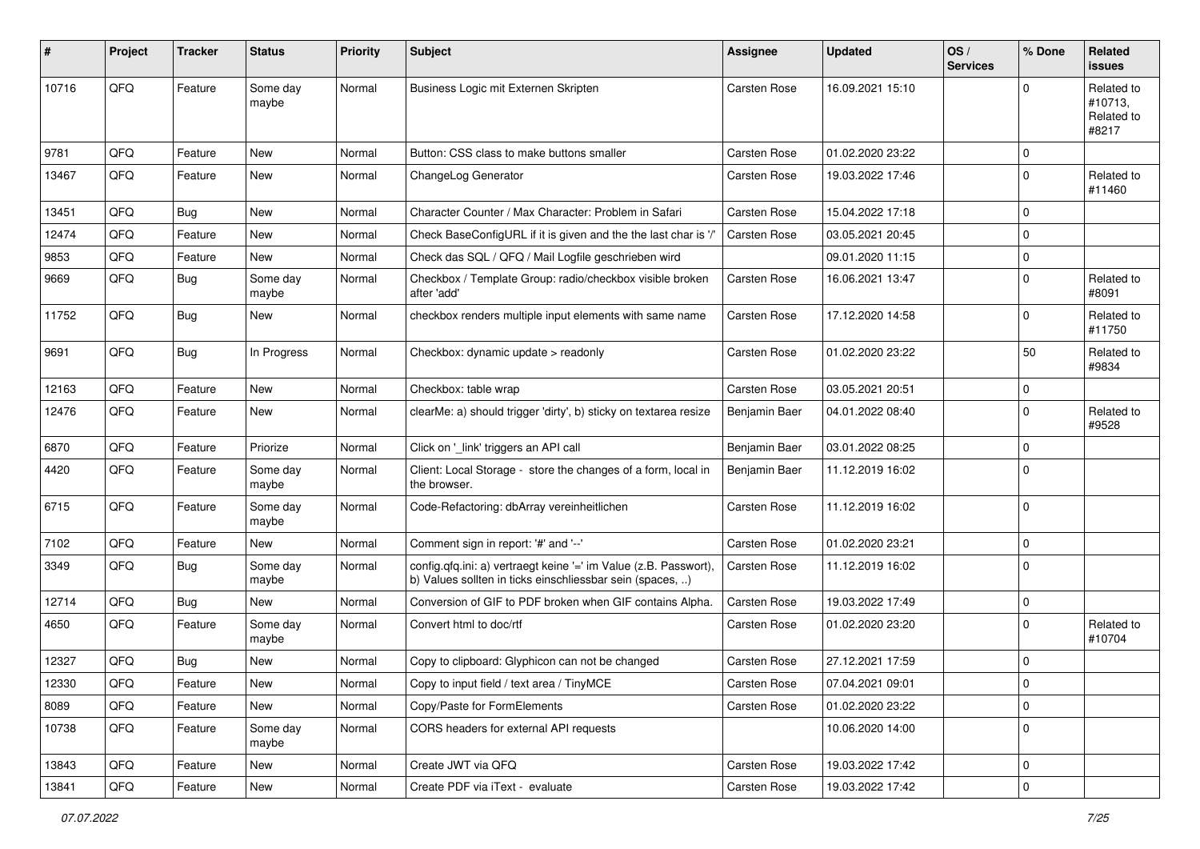| # | Project | Tracker | Status | Priority | Subject | Assignee | Updated | OS / Services | % Done | Related issues |
|---|---|---|---|---|---|---|---|---|---|---|
| 10716 | QFQ | Feature | Some day maybe | Normal | Business Logic mit Externen Skripten | Carsten Rose | 16.09.2021 15:10 | | 0 | Related to #10713, Related to #8217 |
| 9781 | QFQ | Feature | New | Normal | Button: CSS class to make buttons smaller | Carsten Rose | 01.02.2020 23:22 | | 0 | |
| 13467 | QFQ | Feature | New | Normal | ChangeLog Generator | Carsten Rose | 19.03.2022 17:46 | | 0 | Related to #11460 |
| 13451 | QFQ | Bug | New | Normal | Character Counter / Max Character: Problem in Safari | Carsten Rose | 15.04.2022 17:18 | | 0 | |
| 12474 | QFQ | Feature | New | Normal | Check BaseConfigURL if it is given and the the last char is '/' | Carsten Rose | 03.05.2021 20:45 | | 0 | |
| 9853 | QFQ | Feature | New | Normal | Check das SQL / QFQ / Mail Logfile geschrieben wird | | 09.01.2020 11:15 | | 0 | |
| 9669 | QFQ | Bug | Some day maybe | Normal | Checkbox / Template Group: radio/checkbox visible broken after 'add' | Carsten Rose | 16.06.2021 13:47 | | 0 | Related to #8091 |
| 11752 | QFQ | Bug | New | Normal | checkbox renders multiple input elements with same name | Carsten Rose | 17.12.2020 14:58 | | 0 | Related to #11750 |
| 9691 | QFQ | Bug | In Progress | Normal | Checkbox: dynamic update > readonly | Carsten Rose | 01.02.2020 23:22 | | 50 | Related to #9834 |
| 12163 | QFQ | Feature | New | Normal | Checkbox: table wrap | Carsten Rose | 03.05.2021 20:51 | | 0 | |
| 12476 | QFQ | Feature | New | Normal | clearMe: a) should trigger 'dirty', b) sticky on textarea resize | Benjamin Baer | 04.01.2022 08:40 | | 0 | Related to #9528 |
| 6870 | QFQ | Feature | Priorize | Normal | Click on '_link' triggers an API call | Benjamin Baer | 03.01.2022 08:25 | | 0 | |
| 4420 | QFQ | Feature | Some day maybe | Normal | Client: Local Storage - store the changes of a form, local in the browser. | Benjamin Baer | 11.12.2019 16:02 | | 0 | |
| 6715 | QFQ | Feature | Some day maybe | Normal | Code-Refactoring: dbArray vereinheitlichen | Carsten Rose | 11.12.2019 16:02 | | 0 | |
| 7102 | QFQ | Feature | New | Normal | Comment sign in report: '#' and '--' | Carsten Rose | 01.02.2020 23:21 | | 0 | |
| 3349 | QFQ | Bug | Some day maybe | Normal | config.qfq.ini: a) vertraegt keine '=' im Value (z.B. Passwort), b) Values sollten in ticks einschliessbar sein (spaces, ..) | Carsten Rose | 11.12.2019 16:02 | | 0 | |
| 12714 | QFQ | Bug | New | Normal | Conversion of GIF to PDF broken when GIF contains Alpha. | Carsten Rose | 19.03.2022 17:49 | | 0 | |
| 4650 | QFQ | Feature | Some day maybe | Normal | Convert html to doc/rtf | Carsten Rose | 01.02.2020 23:20 | | 0 | Related to #10704 |
| 12327 | QFQ | Bug | New | Normal | Copy to clipboard: Glyphicon can not be changed | Carsten Rose | 27.12.2021 17:59 | | 0 | |
| 12330 | QFQ | Feature | New | Normal | Copy to input field / text area / TinyMCE | Carsten Rose | 07.04.2021 09:01 | | 0 | |
| 8089 | QFQ | Feature | New | Normal | Copy/Paste for FormElements | Carsten Rose | 01.02.2020 23:22 | | 0 | |
| 10738 | QFQ | Feature | Some day maybe | Normal | CORS headers for external API requests | | 10.06.2020 14:00 | | 0 | |
| 13843 | QFQ | Feature | New | Normal | Create JWT via QFQ | Carsten Rose | 19.03.2022 17:42 | | 0 | |
| 13841 | QFQ | Feature | New | Normal | Create PDF via iText - evaluate | Carsten Rose | 19.03.2022 17:42 | | 0 | |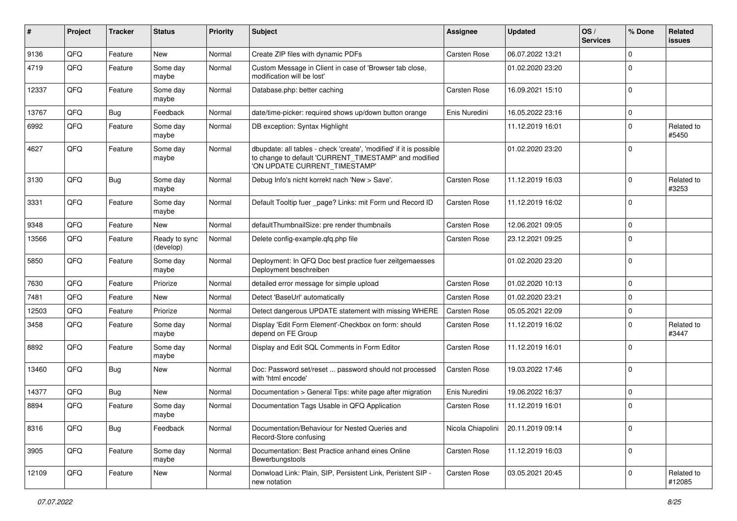| # | Project | Tracker | Status | Priority | Subject | Assignee | Updated | OS / Services | % Done | Related issues |
|---|---|---|---|---|---|---|---|---|---|---|
| 9136 | QFQ | Feature | New | Normal | Create ZIP files with dynamic PDFs | Carsten Rose | 06.07.2022 13:21 | | 0 | |
| 4719 | QFQ | Feature | Some day maybe | Normal | Custom Message in Client in case of 'Browser tab close, modification will be lost' | | 01.02.2020 23:20 | | 0 | |
| 12337 | QFQ | Feature | Some day maybe | Normal | Database.php: better caching | Carsten Rose | 16.09.2021 15:10 | | 0 | |
| 13767 | QFQ | Bug | Feedback | Normal | date/time-picker: required shows up/down button orange | Enis Nuredini | 16.05.2022 23:16 | | 0 | |
| 6992 | QFQ | Feature | Some day maybe | Normal | DB exception: Syntax Highlight | | 11.12.2019 16:01 | | 0 | Related to #5450 |
| 4627 | QFQ | Feature | Some day maybe | Normal | dbupdate: all tables - check 'create', 'modified' if it is possible to change to default 'CURRENT_TIMESTAMP' and modified 'ON UPDATE CURRENT_TIMESTAMP' | | 01.02.2020 23:20 | | 0 | |
| 3130 | QFQ | Bug | Some day maybe | Normal | Debug Info's nicht korrekt nach 'New > Save'. | Carsten Rose | 11.12.2019 16:03 | | 0 | Related to #3253 |
| 3331 | QFQ | Feature | Some day maybe | Normal | Default Tooltip fuer _page? Links: mit Form und Record ID | Carsten Rose | 11.12.2019 16:02 | | 0 | |
| 9348 | QFQ | Feature | New | Normal | defaultThumbnailSize: pre render thumbnails | Carsten Rose | 12.06.2021 09:05 | | 0 | |
| 13566 | QFQ | Feature | Ready to sync (develop) | Normal | Delete config-example.qfq.php file | Carsten Rose | 23.12.2021 09:25 | | 0 | |
| 5850 | QFQ | Feature | Some day maybe | Normal | Deployment: In QFQ Doc best practice fuer zeitgemaesses Deployment beschreiben | | 01.02.2020 23:20 | | 0 | |
| 7630 | QFQ | Feature | Priorize | Normal | detailed error message for simple upload | Carsten Rose | 01.02.2020 10:13 | | 0 | |
| 7481 | QFQ | Feature | New | Normal | Detect 'BaseUrl' automatically | Carsten Rose | 01.02.2020 23:21 | | 0 | |
| 12503 | QFQ | Feature | Priorize | Normal | Detect dangerous UPDATE statement with missing WHERE | Carsten Rose | 05.05.2021 22:09 | | 0 | |
| 3458 | QFQ | Feature | Some day maybe | Normal | Display 'Edit Form Element'-Checkbox on form: should depend on FE Group | Carsten Rose | 11.12.2019 16:02 | | 0 | Related to #3447 |
| 8892 | QFQ | Feature | Some day maybe | Normal | Display and Edit SQL Comments in Form Editor | Carsten Rose | 11.12.2019 16:01 | | 0 | |
| 13460 | QFQ | Bug | New | Normal | Doc: Password set/reset ... password should not processed with 'html encode' | Carsten Rose | 19.03.2022 17:46 | | 0 | |
| 14377 | QFQ | Bug | New | Normal | Documentation > General Tips: white page after migration | Enis Nuredini | 19.06.2022 16:37 | | 0 | |
| 8894 | QFQ | Feature | Some day maybe | Normal | Documentation Tags Usable in QFQ Application | Carsten Rose | 11.12.2019 16:01 | | 0 | |
| 8316 | QFQ | Bug | Feedback | Normal | Documentation/Behaviour for Nested Queries and Record-Store confusing | Nicola Chiapolini | 20.11.2019 09:14 | | 0 | |
| 3905 | QFQ | Feature | Some day maybe | Normal | Documentation: Best Practice anhand eines Online Bewerbungstools | Carsten Rose | 11.12.2019 16:03 | | 0 | |
| 12109 | QFQ | Feature | New | Normal | Donwload Link: Plain, SIP, Persistent Link, Peristent SIP - new notation | Carsten Rose | 03.05.2021 20:45 | | 0 | Related to #12085 |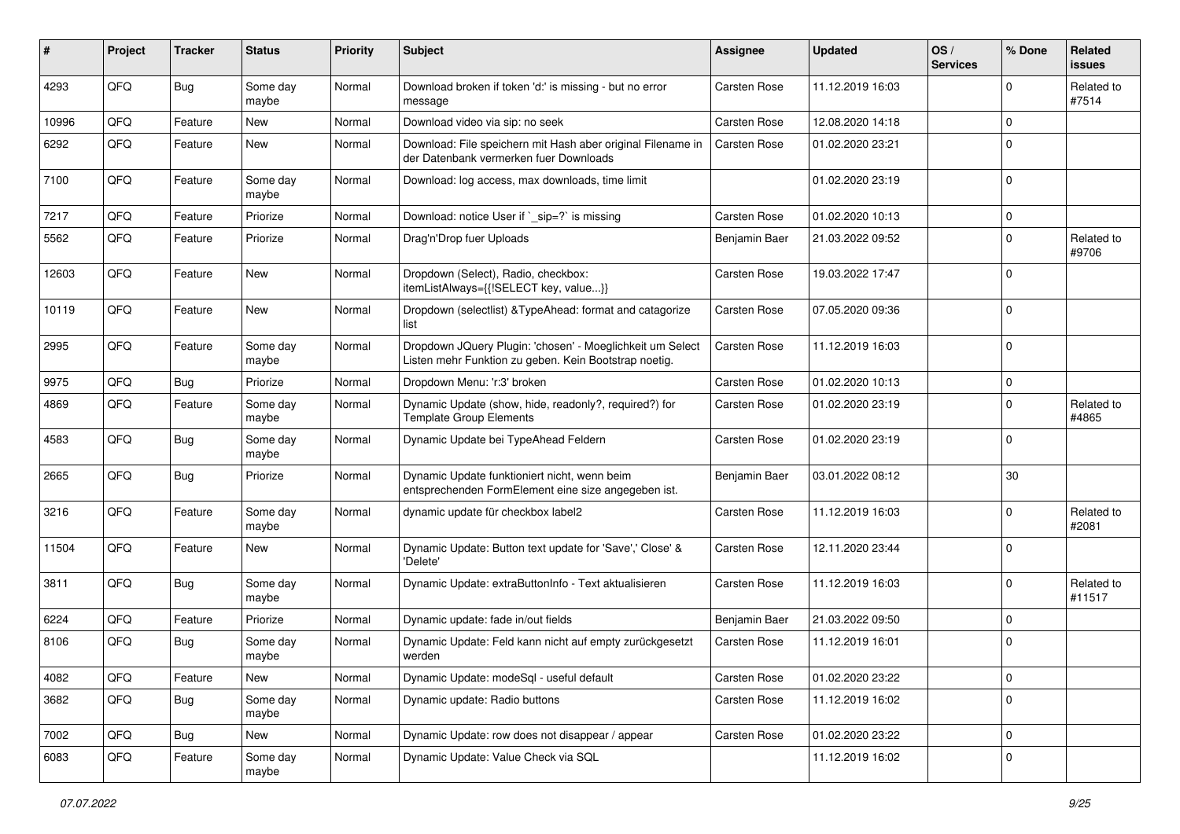| # | Project | Tracker | Status | Priority | Subject | Assignee | Updated | OS / Services | % Done | Related issues |
|---|---|---|---|---|---|---|---|---|---|---|
| 4293 | QFQ | Bug | Some day maybe | Normal | Download broken if token 'd:' is missing - but no error message | Carsten Rose | 11.12.2019 16:03 | | 0 | Related to #7514 |
| 10996 | QFQ | Feature | New | Normal | Download video via sip: no seek | Carsten Rose | 12.08.2020 14:18 | | 0 | |
| 6292 | QFQ | Feature | New | Normal | Download: File speichern mit Hash aber original Filename in der Datenbank vermerken fuer Downloads | Carsten Rose | 01.02.2020 23:21 | | 0 | |
| 7100 | QFQ | Feature | Some day maybe | Normal | Download: log access, max downloads, time limit | | 01.02.2020 23:19 | | 0 | |
| 7217 | QFQ | Feature | Priorize | Normal | Download: notice User if `_sip=?` is missing | Carsten Rose | 01.02.2020 10:13 | | 0 | |
| 5562 | QFQ | Feature | Priorize | Normal | Drag'n'Drop fuer Uploads | Benjamin Baer | 21.03.2022 09:52 | | 0 | Related to #9706 |
| 12603 | QFQ | Feature | New | Normal | Dropdown (Select), Radio, checkbox: itemListAlways={{!SELECT key, value...}} | Carsten Rose | 19.03.2022 17:47 | | 0 | |
| 10119 | QFQ | Feature | New | Normal | Dropdown (selectlist) &TypeAhead: format and catagorize list | Carsten Rose | 07.05.2020 09:36 | | 0 | |
| 2995 | QFQ | Feature | Some day maybe | Normal | Dropdown JQuery Plugin: 'chosen' - Moeglichkeit um Select Listen mehr Funktion zu geben. Kein Bootstrap noetig. | Carsten Rose | 11.12.2019 16:03 | | 0 | |
| 9975 | QFQ | Bug | Priorize | Normal | Dropdown Menu: 'r:3' broken | Carsten Rose | 01.02.2020 10:13 | | 0 | |
| 4869 | QFQ | Feature | Some day maybe | Normal | Dynamic Update (show, hide, readonly?, required?) for Template Group Elements | Carsten Rose | 01.02.2020 23:19 | | 0 | Related to #4865 |
| 4583 | QFQ | Bug | Some day maybe | Normal | Dynamic Update bei TypeAhead Feldern | Carsten Rose | 01.02.2020 23:19 | | 0 | |
| 2665 | QFQ | Bug | Priorize | Normal | Dynamic Update funktioniert nicht, wenn beim entsprechenden FormElement eine size angegeben ist. | Benjamin Baer | 03.01.2022 08:12 | | 30 | |
| 3216 | QFQ | Feature | Some day maybe | Normal | dynamic update für checkbox label2 | Carsten Rose | 11.12.2019 16:03 | | 0 | Related to #2081 |
| 11504 | QFQ | Feature | New | Normal | Dynamic Update: Button text update for 'Save',' Close' & 'Delete' | Carsten Rose | 12.11.2020 23:44 | | 0 | |
| 3811 | QFQ | Bug | Some day maybe | Normal | Dynamic Update: extraButtonInfo - Text aktualisieren | Carsten Rose | 11.12.2019 16:03 | | 0 | Related to #11517 |
| 6224 | QFQ | Feature | Priorize | Normal | Dynamic update: fade in/out fields | Benjamin Baer | 21.03.2022 09:50 | | 0 | |
| 8106 | QFQ | Bug | Some day maybe | Normal | Dynamic Update: Feld kann nicht auf empty zurückgesetzt werden | Carsten Rose | 11.12.2019 16:01 | | 0 | |
| 4082 | QFQ | Feature | New | Normal | Dynamic Update: modeSql - useful default | Carsten Rose | 01.02.2020 23:22 | | 0 | |
| 3682 | QFQ | Bug | Some day maybe | Normal | Dynamic update: Radio buttons | Carsten Rose | 11.12.2019 16:02 | | 0 | |
| 7002 | QFQ | Bug | New | Normal | Dynamic Update: row does not disappear / appear | Carsten Rose | 01.02.2020 23:22 | | 0 | |
| 6083 | QFQ | Feature | Some day maybe | Normal | Dynamic Update: Value Check via SQL | | 11.12.2019 16:02 | | 0 | |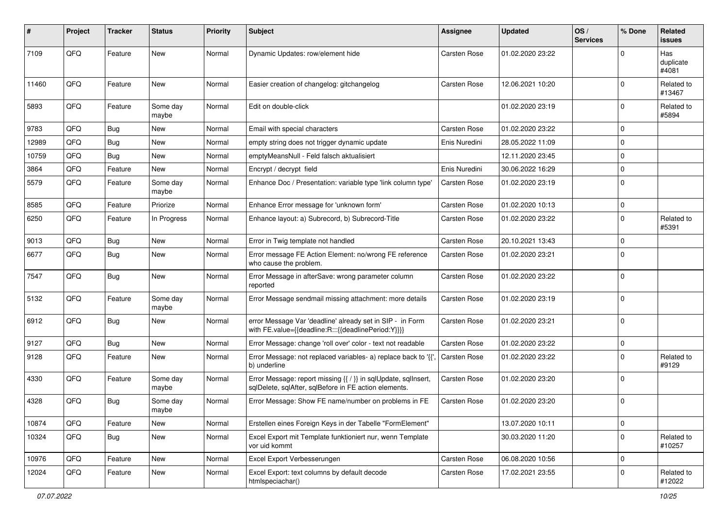| # | Project | Tracker | Status | Priority | Subject | Assignee | Updated | OS / Services | % Done | Related issues |
|---|---|---|---|---|---|---|---|---|---|---|
| 7109 | QFQ | Feature | New | Normal | Dynamic Updates: row/element hide | Carsten Rose | 01.02.2020 23:22 | | 0 | Has duplicate #4081 |
| 11460 | QFQ | Feature | New | Normal | Easier creation of changelog: gitchangelog | Carsten Rose | 12.06.2021 10:20 | | 0 | Related to #13467 |
| 5893 | QFQ | Feature | Some day maybe | Normal | Edit on double-click | | 01.02.2020 23:19 | | 0 | Related to #5894 |
| 9783 | QFQ | Bug | New | Normal | Email with special characters | Carsten Rose | 01.02.2020 23:22 | | 0 | |
| 12989 | QFQ | Bug | New | Normal | empty string does not trigger dynamic update | Enis Nuredini | 28.05.2022 11:09 | | 0 | |
| 10759 | QFQ | Bug | New | Normal | emptyMeansNull - Feld falsch aktualisiert | | 12.11.2020 23:45 | | 0 | |
| 3864 | QFQ | Feature | New | Normal | Encrypt / decrypt field | Enis Nuredini | 30.06.2022 16:29 | | 0 | |
| 5579 | QFQ | Feature | Some day maybe | Normal | Enhance Doc / Presentation: variable type 'link column type' | Carsten Rose | 01.02.2020 23:19 | | 0 | |
| 8585 | QFQ | Feature | Priorize | Normal | Enhance Error message for 'unknown form' | Carsten Rose | 01.02.2020 10:13 | | 0 | |
| 6250 | QFQ | Feature | In Progress | Normal | Enhance layout: a) Subrecord, b) Subrecord-Title | Carsten Rose | 01.02.2020 23:22 | | 0 | Related to #5391 |
| 9013 | QFQ | Bug | New | Normal | Error in Twig template not handled | Carsten Rose | 20.10.2021 13:43 | | 0 | |
| 6677 | QFQ | Bug | New | Normal | Error message FE Action Element: no/wrong FE reference who cause the problem. | Carsten Rose | 01.02.2020 23:21 | | 0 | |
| 7547 | QFQ | Bug | New | Normal | Error Message in afterSave: wrong parameter column reported | Carsten Rose | 01.02.2020 23:22 | | 0 | |
| 5132 | QFQ | Feature | Some day maybe | Normal | Error Message sendmail missing attachment: more details | Carsten Rose | 01.02.2020 23:19 | | 0 | |
| 6912 | QFQ | Bug | New | Normal | error Message Var 'deadline' already set in SIP - in Form with FE.value={{deadline:R:::{{deadlinePeriod:Y}}}} | Carsten Rose | 01.02.2020 23:21 | | 0 | |
| 9127 | QFQ | Bug | New | Normal | Error Message: change 'roll over' color - text not readable | Carsten Rose | 01.02.2020 23:22 | | 0 | |
| 9128 | QFQ | Feature | New | Normal | Error Message: not replaced variables- a) replace back to '{{', b) underline | Carsten Rose | 01.02.2020 23:22 | | 0 | Related to #9129 |
| 4330 | QFQ | Feature | Some day maybe | Normal | Error Message: report missing {{ / }} in sqlUpdate, sqlInsert, sqlDelete, sqlAfter, sqlBefore in FE action elements. | Carsten Rose | 01.02.2020 23:20 | | 0 | |
| 4328 | QFQ | Bug | Some day maybe | Normal | Error Message: Show FE name/number on problems in FE | Carsten Rose | 01.02.2020 23:20 | | 0 | |
| 10874 | QFQ | Feature | New | Normal | Erstellen eines Foreign Keys in der Tabelle "FormElement" | | 13.07.2020 10:11 | | 0 | |
| 10324 | QFQ | Bug | New | Normal | Excel Export mit Template funktioniert nur, wenn Template vor uid kommt | | 30.03.2020 11:20 | | 0 | Related to #10257 |
| 10976 | QFQ | Feature | New | Normal | Excel Export Verbesserungen | Carsten Rose | 06.08.2020 10:56 | | 0 | |
| 12024 | QFQ | Feature | New | Normal | Excel Export: text columns by default decode htmlspeciachar() | Carsten Rose | 17.02.2021 23:55 | | 0 | Related to #12022 |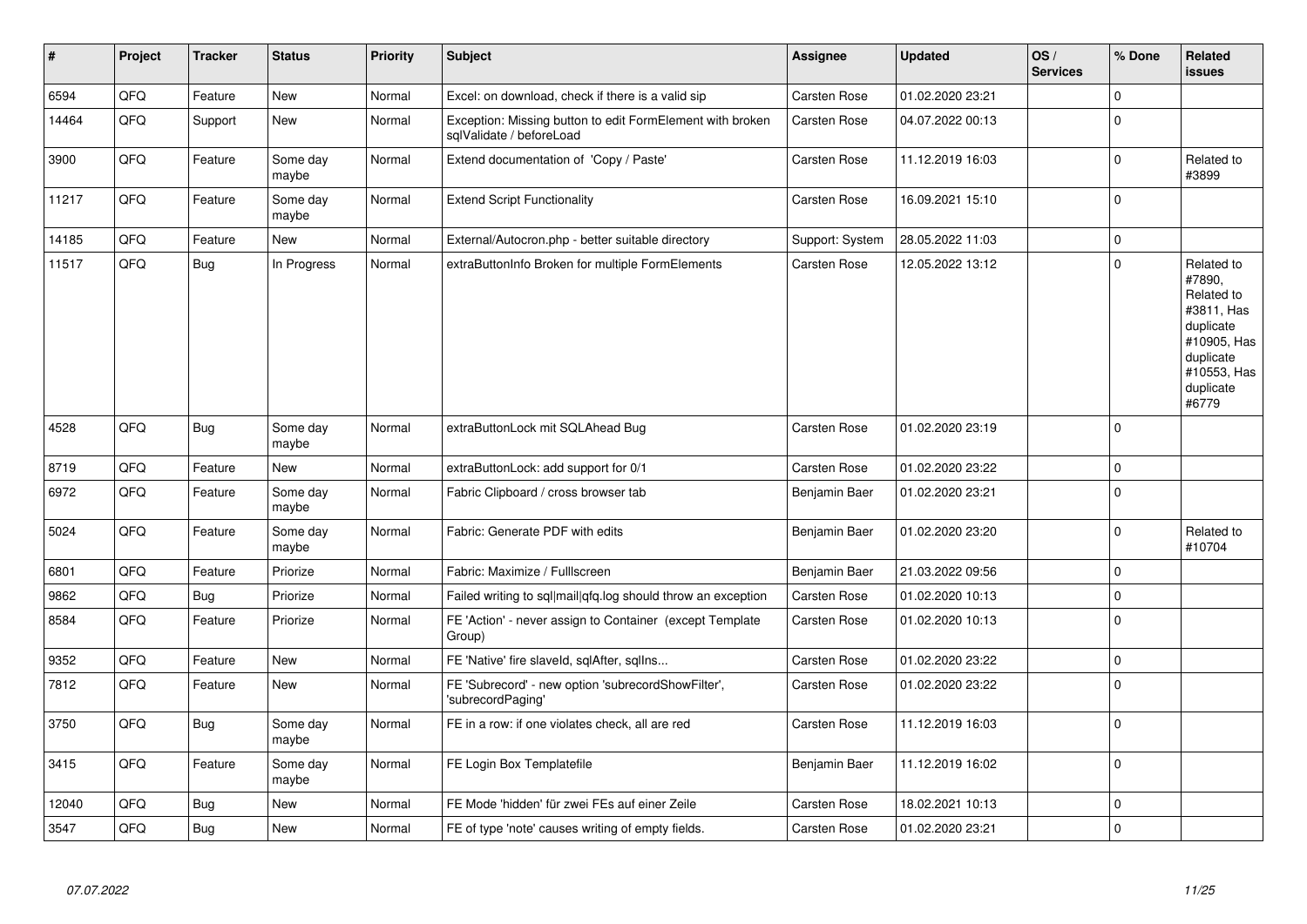| # | Project | Tracker | Status | Priority | Subject | Assignee | Updated | OS / Services | % Done | Related issues |
|---|---|---|---|---|---|---|---|---|---|---|
| 6594 | QFQ | Feature | New | Normal | Excel: on download, check if there is a valid sip | Carsten Rose | 01.02.2020 23:21 | | 0 | |
| 14464 | QFQ | Support | New | Normal | Exception: Missing button to edit FormElement with broken sqlValidate / beforeLoad | Carsten Rose | 04.07.2022 00:13 | | 0 | |
| 3900 | QFQ | Feature | Some day maybe | Normal | Extend documentation of 'Copy / Paste' | Carsten Rose | 11.12.2019 16:03 | | 0 | Related to #3899 |
| 11217 | QFQ | Feature | Some day maybe | Normal | Extend Script Functionality | Carsten Rose | 16.09.2021 15:10 | | 0 | |
| 14185 | QFQ | Feature | New | Normal | External/Autocron.php - better suitable directory | Support: System | 28.05.2022 11:03 | | 0 | |
| 11517 | QFQ | Bug | In Progress | Normal | extraButtonInfo Broken for multiple FormElements | Carsten Rose | 12.05.2022 13:12 | | 0 | Related to #7890, Related to #3811, Has duplicate #10905, Has duplicate #10553, Has duplicate #6779 |
| 4528 | QFQ | Bug | Some day maybe | Normal | extraButtonLock mit SQLAhead Bug | Carsten Rose | 01.02.2020 23:19 | | 0 | |
| 8719 | QFQ | Feature | New | Normal | extraButtonLock: add support for 0/1 | Carsten Rose | 01.02.2020 23:22 | | 0 | |
| 6972 | QFQ | Feature | Some day maybe | Normal | Fabric Clipboard / cross browser tab | Benjamin Baer | 01.02.2020 23:21 | | 0 | |
| 5024 | QFQ | Feature | Some day maybe | Normal | Fabric: Generate PDF with edits | Benjamin Baer | 01.02.2020 23:20 | | 0 | Related to #10704 |
| 6801 | QFQ | Feature | Priorize | Normal | Fabric: Maximize / Fulllscreen | Benjamin Baer | 21.03.2022 09:56 | | 0 | |
| 9862 | QFQ | Bug | Priorize | Normal | Failed writing to sql\|mail\|qfq.log should throw an exception | Carsten Rose | 01.02.2020 10:13 | | 0 | |
| 8584 | QFQ | Feature | Priorize | Normal | FE 'Action' - never assign to Container (except Template Group) | Carsten Rose | 01.02.2020 10:13 | | 0 | |
| 9352 | QFQ | Feature | New | Normal | FE 'Native' fire slaveId, sqlAfter, sqlIns... | Carsten Rose | 01.02.2020 23:22 | | 0 | |
| 7812 | QFQ | Feature | New | Normal | FE 'Subrecord' - new option 'subrecordShowFilter', 'subrecordPaging' | Carsten Rose | 01.02.2020 23:22 | | 0 | |
| 3750 | QFQ | Bug | Some day maybe | Normal | FE in a row: if one violates check, all are red | Carsten Rose | 11.12.2019 16:03 | | 0 | |
| 3415 | QFQ | Feature | Some day maybe | Normal | FE Login Box Templatefile | Benjamin Baer | 11.12.2019 16:02 | | 0 | |
| 12040 | QFQ | Bug | New | Normal | FE Mode 'hidden' für zwei FEs auf einer Zeile | Carsten Rose | 18.02.2021 10:13 | | 0 | |
| 3547 | QFQ | Bug | New | Normal | FE of type 'note' causes writing of empty fields. | Carsten Rose | 01.02.2020 23:21 | | 0 | |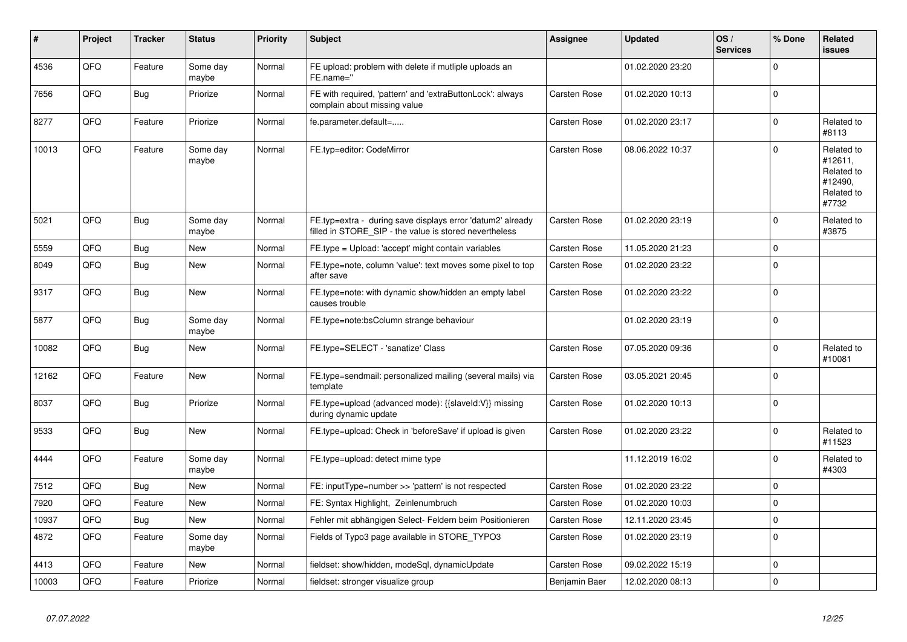| # | Project | Tracker | Status | Priority | Subject | Assignee | Updated | OS / Services | % Done | Related issues |
|---|---|---|---|---|---|---|---|---|---|---|
| 4536 | QFQ | Feature | Some day maybe | Normal | FE upload: problem with delete if mutliple uploads an FE.name=" | | 01.02.2020 23:20 | | 0 | |
| 7656 | QFQ | Bug | Priorize | Normal | FE with required, 'pattern' and 'extraButtonLock': always complain about missing value | Carsten Rose | 01.02.2020 10:13 | | 0 | |
| 8277 | QFQ | Feature | Priorize | Normal | fe.parameter.default=..... | Carsten Rose | 01.02.2020 23:17 | | 0 | Related to #8113 |
| 10013 | QFQ | Feature | Some day maybe | Normal | FE.typ=editor: CodeMirror | Carsten Rose | 08.06.2022 10:37 | | 0 | Related to #12611, Related to #12490, Related to #7732 |
| 5021 | QFQ | Bug | Some day maybe | Normal | FE.typ=extra - during save displays error 'datum2' already filled in STORE_SIP - the value is stored nevertheless | Carsten Rose | 01.02.2020 23:19 | | 0 | Related to #3875 |
| 5559 | QFQ | Bug | New | Normal | FE.type = Upload: 'accept' might contain variables | Carsten Rose | 11.05.2020 21:23 | | 0 | |
| 8049 | QFQ | Bug | New | Normal | FE.type=note, column 'value': text moves some pixel to top after save | Carsten Rose | 01.02.2020 23:22 | | 0 | |
| 9317 | QFQ | Bug | New | Normal | FE.type=note: with dynamic show/hidden an empty label causes trouble | Carsten Rose | 01.02.2020 23:22 | | 0 | |
| 5877 | QFQ | Bug | Some day maybe | Normal | FE.type=note:bsColumn strange behaviour | | 01.02.2020 23:19 | | 0 | |
| 10082 | QFQ | Bug | New | Normal | FE.type=SELECT - 'sanatize' Class | Carsten Rose | 07.05.2020 09:36 | | 0 | Related to #10081 |
| 12162 | QFQ | Feature | New | Normal | FE.type=sendmail: personalized mailing (several mails) via template | Carsten Rose | 03.05.2021 20:45 | | 0 | |
| 8037 | QFQ | Bug | Priorize | Normal | FE.type=upload (advanced mode): {{slaveId:V}} missing during dynamic update | Carsten Rose | 01.02.2020 10:13 | | 0 | |
| 9533 | QFQ | Bug | New | Normal | FE.type=upload: Check in 'beforeSave' if upload is given | Carsten Rose | 01.02.2020 23:22 | | 0 | Related to #11523 |
| 4444 | QFQ | Feature | Some day maybe | Normal | FE.type=upload: detect mime type | | 11.12.2019 16:02 | | 0 | Related to #4303 |
| 7512 | QFQ | Bug | New | Normal | FE: inputType=number >> 'pattern' is not respected | Carsten Rose | 01.02.2020 23:22 | | 0 | |
| 7920 | QFQ | Feature | New | Normal | FE: Syntax Highlight, Zeinlenumbruch | Carsten Rose | 01.02.2020 10:03 | | 0 | |
| 10937 | QFQ | Bug | New | Normal | Fehler mit abhängigen Select- Feldern beim Positionieren | Carsten Rose | 12.11.2020 23:45 | | 0 | |
| 4872 | QFQ | Feature | Some day maybe | Normal | Fields of Typo3 page available in STORE_TYPO3 | Carsten Rose | 01.02.2020 23:19 | | 0 | |
| 4413 | QFQ | Feature | New | Normal | fieldset: show/hidden, modeSql, dynamicUpdate | Carsten Rose | 09.02.2022 15:19 | | 0 | |
| 10003 | QFQ | Feature | Priorize | Normal | fieldset: stronger visualize group | Benjamin Baer | 12.02.2020 08:13 | | 0 | |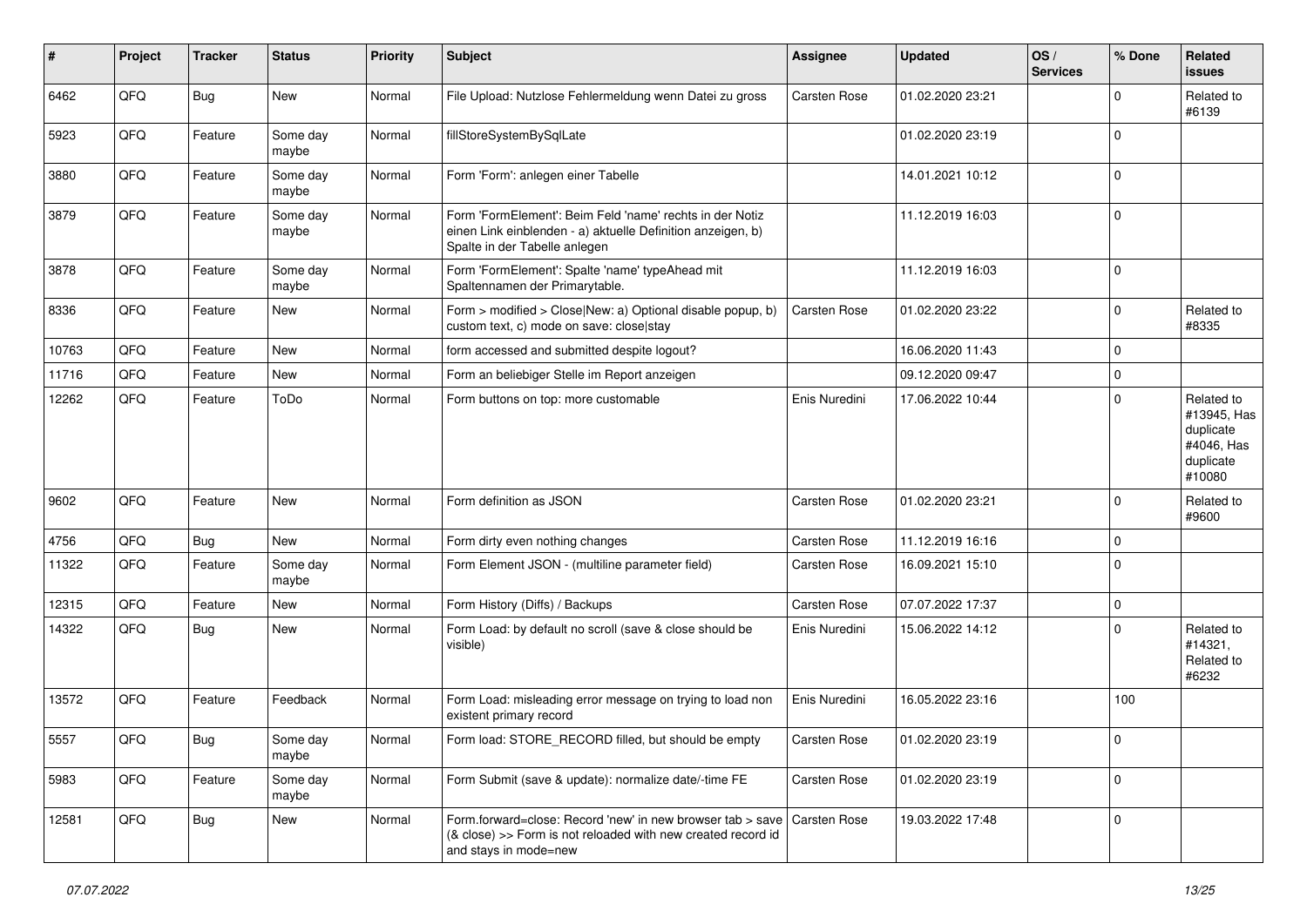| # | Project | Tracker | Status | Priority | Subject | Assignee | Updated | OS / Services | % Done | Related issues |
|---|---|---|---|---|---|---|---|---|---|---|
| 6462 | QFQ | Bug | New | Normal | File Upload: Nutzlose Fehlermeldung wenn Datei zu gross | Carsten Rose | 01.02.2020 23:21 | | 0 | Related to #6139 |
| 5923 | QFQ | Feature | Some day maybe | Normal | fillStoreSystemBySqlLate | | 01.02.2020 23:19 | | 0 | |
| 3880 | QFQ | Feature | Some day maybe | Normal | Form 'Form': anlegen einer Tabelle | | 14.01.2021 10:12 | | 0 | |
| 3879 | QFQ | Feature | Some day maybe | Normal | Form 'FormElement': Beim Feld 'name' rechts in der Notiz einen Link einblenden - a) aktuelle Definition anzeigen, b) Spalte in der Tabelle anlegen | | 11.12.2019 16:03 | | 0 | |
| 3878 | QFQ | Feature | Some day maybe | Normal | Form 'FormElement': Spalte 'name' typeAhead mit Spaltennamen der Primarytable. | | 11.12.2019 16:03 | | 0 | |
| 8336 | QFQ | Feature | New | Normal | Form > modified > Close\|New: a) Optional disable popup, b) custom text, c) mode on save: close\|stay | Carsten Rose | 01.02.2020 23:22 | | 0 | Related to #8335 |
| 10763 | QFQ | Feature | New | Normal | form accessed and submitted despite logout? | | 16.06.2020 11:43 | | 0 | |
| 11716 | QFQ | Feature | New | Normal | Form an beliebiger Stelle im Report anzeigen | | 09.12.2020 09:47 | | 0 | |
| 12262 | QFQ | Feature | ToDo | Normal | Form buttons on top: more customable | Enis Nuredini | 17.06.2022 10:44 | | 0 | Related to #13945, Has duplicate #4046, Has duplicate #10080 |
| 9602 | QFQ | Feature | New | Normal | Form definition as JSON | Carsten Rose | 01.02.2020 23:21 | | 0 | Related to #9600 |
| 4756 | QFQ | Bug | New | Normal | Form dirty even nothing changes | Carsten Rose | 11.12.2019 16:16 | | 0 | |
| 11322 | QFQ | Feature | Some day maybe | Normal | Form Element JSON - (multiline parameter field) | Carsten Rose | 16.09.2021 15:10 | | 0 | |
| 12315 | QFQ | Feature | New | Normal | Form History (Diffs) / Backups | Carsten Rose | 07.07.2022 17:37 | | 0 | |
| 14322 | QFQ | Bug | New | Normal | Form Load: by default no scroll (save & close should be visible) | Enis Nuredini | 15.06.2022 14:12 | | 0 | Related to #14321, Related to #6232 |
| 13572 | QFQ | Feature | Feedback | Normal | Form Load: misleading error message on trying to load non existent primary record | Enis Nuredini | 16.05.2022 23:16 | | 100 | |
| 5557 | QFQ | Bug | Some day maybe | Normal | Form load: STORE_RECORD filled, but should be empty | Carsten Rose | 01.02.2020 23:19 | | 0 | |
| 5983 | QFQ | Feature | Some day maybe | Normal | Form Submit (save & update): normalize date/-time FE | Carsten Rose | 01.02.2020 23:19 | | 0 | |
| 12581 | QFQ | Bug | New | Normal | Form.forward=close: Record 'new' in new browser tab > save (& close) >> Form is not reloaded with new created record id and stays in mode=new | Carsten Rose | 19.03.2022 17:48 | | 0 | |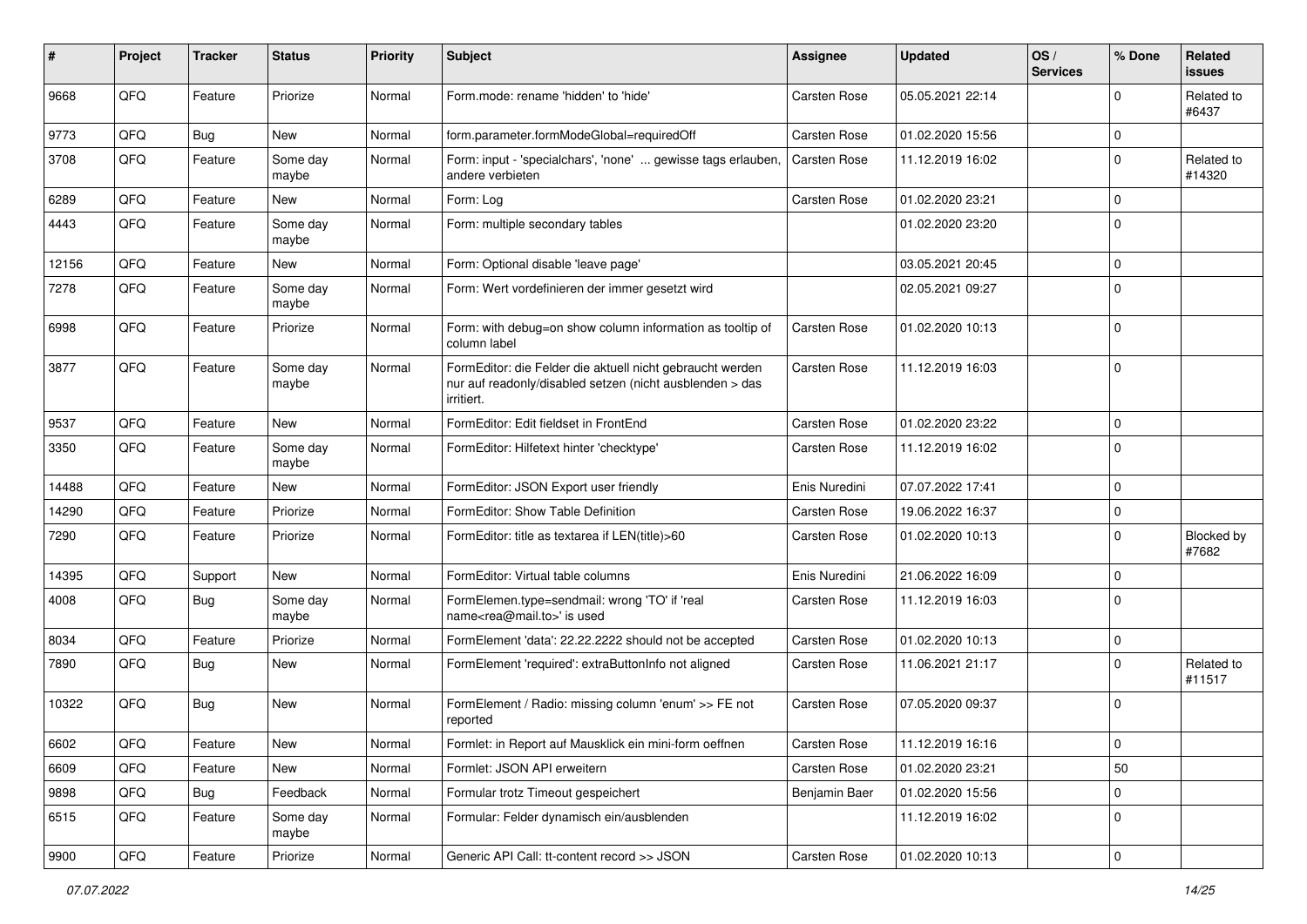| # | Project | Tracker | Status | Priority | Subject | Assignee | Updated | OS / Services | % Done | Related issues |
|---|---|---|---|---|---|---|---|---|---|---|
| 9668 | QFQ | Feature | Priorize | Normal | Form.mode: rename 'hidden' to 'hide' | Carsten Rose | 05.05.2021 22:14 | | 0 | Related to #6437 |
| 9773 | QFQ | Bug | New | Normal | form.parameter.formModeGlobal=requiredOff | Carsten Rose | 01.02.2020 15:56 | | 0 | |
| 3708 | QFQ | Feature | Some day maybe | Normal | Form: input - 'specialchars', 'none' ... gewisse tags erlauben, andere verbieten | Carsten Rose | 11.12.2019 16:02 | | 0 | Related to #14320 |
| 6289 | QFQ | Feature | New | Normal | Form: Log | Carsten Rose | 01.02.2020 23:21 | | 0 | |
| 4443 | QFQ | Feature | Some day maybe | Normal | Form: multiple secondary tables | | 01.02.2020 23:20 | | 0 | |
| 12156 | QFQ | Feature | New | Normal | Form: Optional disable 'leave page' | | 03.05.2021 20:45 | | 0 | |
| 7278 | QFQ | Feature | Some day maybe | Normal | Form: Wert vordefinieren der immer gesetzt wird | | 02.05.2021 09:27 | | 0 | |
| 6998 | QFQ | Feature | Priorize | Normal | Form: with debug=on show column information as tooltip of column label | Carsten Rose | 01.02.2020 10:13 | | 0 | |
| 3877 | QFQ | Feature | Some day maybe | Normal | FormEditor: die Felder die aktuell nicht gebraucht werden nur auf readonly/disabled setzen (nicht ausblenden > das irritiert. | Carsten Rose | 11.12.2019 16:03 | | 0 | |
| 9537 | QFQ | Feature | New | Normal | FormEditor: Edit fieldset in FrontEnd | Carsten Rose | 01.02.2020 23:22 | | 0 | |
| 3350 | QFQ | Feature | Some day maybe | Normal | FormEditor: Hilfetext hinter 'checktype' | Carsten Rose | 11.12.2019 16:02 | | 0 | |
| 14488 | QFQ | Feature | New | Normal | FormEditor: JSON Export user friendly | Enis Nuredini | 07.07.2022 17:41 | | 0 | |
| 14290 | QFQ | Feature | Priorize | Normal | FormEditor: Show Table Definition | Carsten Rose | 19.06.2022 16:37 | | 0 | |
| 7290 | QFQ | Feature | Priorize | Normal | FormEditor: title as textarea if LEN(title)>60 | Carsten Rose | 01.02.2020 10:13 | | 0 | Blocked by #7682 |
| 14395 | QFQ | Support | New | Normal | FormEditor: Virtual table columns | Enis Nuredini | 21.06.2022 16:09 | | 0 | |
| 4008 | QFQ | Bug | Some day maybe | Normal | FormElemen.type=sendmail: wrong 'TO' if 'real name<rea@mail.to>' is used | Carsten Rose | 11.12.2019 16:03 | | 0 | |
| 8034 | QFQ | Feature | Priorize | Normal | FormElement 'data': 22.22.2222 should not be accepted | Carsten Rose | 01.02.2020 10:13 | | 0 | |
| 7890 | QFQ | Bug | New | Normal | FormElement 'required': extraButtonInfo not aligned | Carsten Rose | 11.06.2021 21:17 | | 0 | Related to #11517 |
| 10322 | QFQ | Bug | New | Normal | FormElement / Radio: missing column 'enum' >> FE not reported | Carsten Rose | 07.05.2020 09:37 | | 0 | |
| 6602 | QFQ | Feature | New | Normal | Formlet: in Report auf Mausklick ein mini-form oeffnen | Carsten Rose | 11.12.2019 16:16 | | 0 | |
| 6609 | QFQ | Feature | New | Normal | Formlet: JSON API erweitern | Carsten Rose | 01.02.2020 23:21 | | 50 | |
| 9898 | QFQ | Bug | Feedback | Normal | Formular trotz Timeout gespeichert | Benjamin Baer | 01.02.2020 15:56 | | 0 | |
| 6515 | QFQ | Feature | Some day maybe | Normal | Formular: Felder dynamisch ein/ausblenden | | 11.12.2019 16:02 | | 0 | |
| 9900 | QFQ | Feature | Priorize | Normal | Generic API Call: tt-content record >> JSON | Carsten Rose | 01.02.2020 10:13 | | 0 | |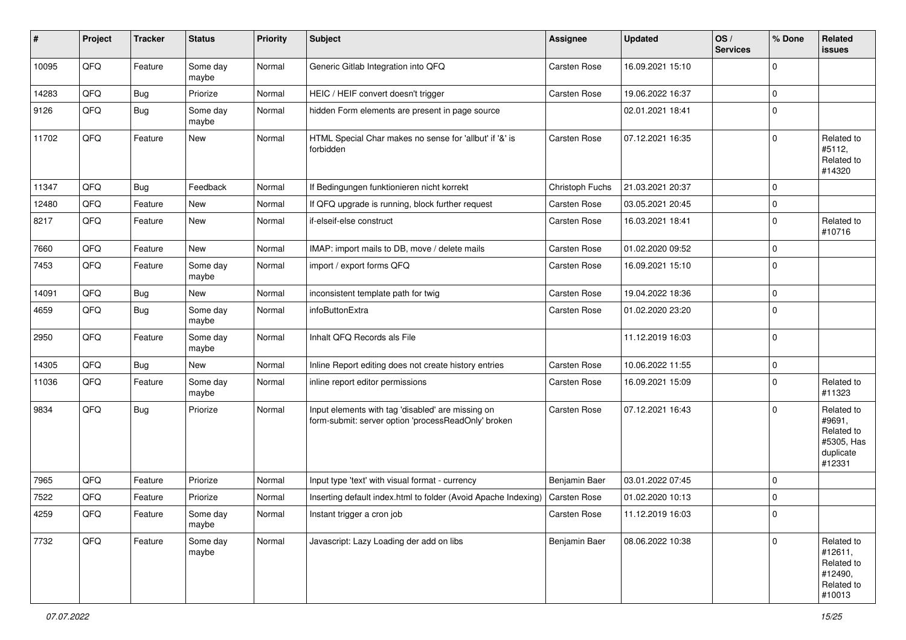| # | Project | Tracker | Status | Priority | Subject | Assignee | Updated | OS / Services | % Done | Related issues |
|---|---|---|---|---|---|---|---|---|---|---|
| 10095 | QFQ | Feature | Some day maybe | Normal | Generic Gitlab Integration into QFQ | Carsten Rose | 16.09.2021 15:10 | | 0 | |
| 14283 | QFQ | Bug | Priorize | Normal | HEIC / HEIF convert doesn't trigger | Carsten Rose | 19.06.2022 16:37 | | 0 | |
| 9126 | QFQ | Bug | Some day maybe | Normal | hidden Form elements are present in page source | | 02.01.2021 18:41 | | 0 | |
| 11702 | QFQ | Feature | New | Normal | HTML Special Char makes no sense for 'allbut' if '&' is forbidden | Carsten Rose | 07.12.2021 16:35 | | 0 | Related to #5112, Related to #14320 |
| 11347 | QFQ | Bug | Feedback | Normal | If Bedingungen funktionieren nicht korrekt | Christoph Fuchs | 21.03.2021 20:37 | | 0 | |
| 12480 | QFQ | Feature | New | Normal | If QFQ upgrade is running, block further request | Carsten Rose | 03.05.2021 20:45 | | 0 | |
| 8217 | QFQ | Feature | New | Normal | if-elseif-else construct | Carsten Rose | 16.03.2021 18:41 | | 0 | Related to #10716 |
| 7660 | QFQ | Feature | New | Normal | IMAP: import mails to DB, move / delete mails | Carsten Rose | 01.02.2020 09:52 | | 0 | |
| 7453 | QFQ | Feature | Some day maybe | Normal | import / export forms QFQ | Carsten Rose | 16.09.2021 15:10 | | 0 | |
| 14091 | QFQ | Bug | New | Normal | inconsistent template path for twig | Carsten Rose | 19.04.2022 18:36 | | 0 | |
| 4659 | QFQ | Bug | Some day maybe | Normal | infoButtonExtra | Carsten Rose | 01.02.2020 23:20 | | 0 | |
| 2950 | QFQ | Feature | Some day maybe | Normal | Inhalt QFQ Records als File | | 11.12.2019 16:03 | | 0 | |
| 14305 | QFQ | Bug | New | Normal | Inline Report editing does not create history entries | Carsten Rose | 10.06.2022 11:55 | | 0 | |
| 11036 | QFQ | Feature | Some day maybe | Normal | inline report editor permissions | Carsten Rose | 16.09.2021 15:09 | | 0 | Related to #11323 |
| 9834 | QFQ | Bug | Priorize | Normal | Input elements with tag 'disabled' are missing on form-submit: server option 'processReadOnly' broken | Carsten Rose | 07.12.2021 16:43 | | 0 | Related to #9691, Related to #5305, Has duplicate #12331 |
| 7965 | QFQ | Feature | Priorize | Normal | Input type 'text' with visual format - currency | Benjamin Baer | 03.01.2022 07:45 | | 0 | |
| 7522 | QFQ | Feature | Priorize | Normal | Inserting default index.html to folder (Avoid Apache Indexing) | Carsten Rose | 01.02.2020 10:13 | | 0 | |
| 4259 | QFQ | Feature | Some day maybe | Normal | Instant trigger a cron job | Carsten Rose | 11.12.2019 16:03 | | 0 | |
| 7732 | QFQ | Feature | Some day maybe | Normal | Javascript: Lazy Loading der add on libs | Benjamin Baer | 08.06.2022 10:38 | | 0 | Related to #12611, Related to #12490, Related to #10013 |

*07.07.2022*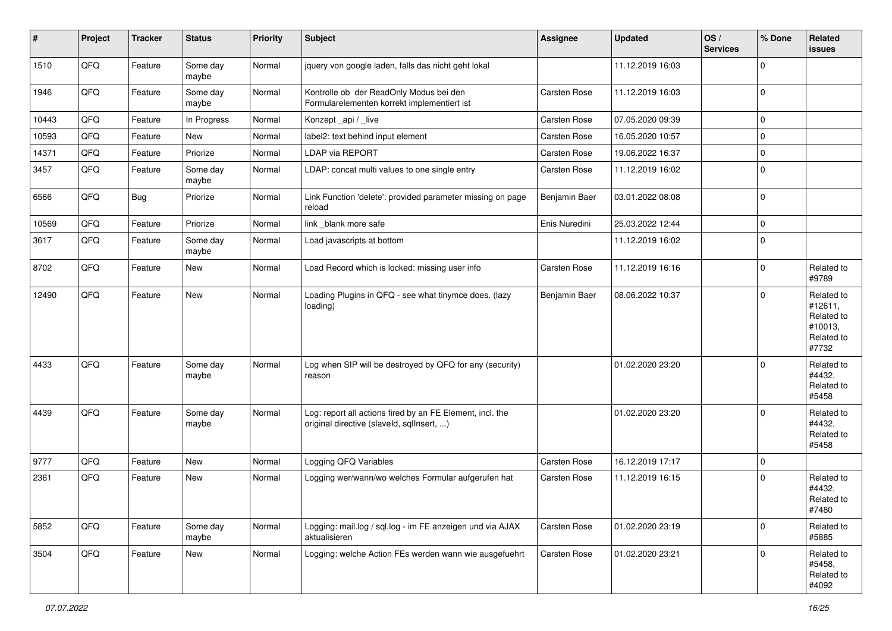| # | Project | Tracker | Status | Priority | Subject | Assignee | Updated | OS / Services | % Done | Related issues |
|---|---|---|---|---|---|---|---|---|---|---|
| 1510 | QFQ | Feature | Some day maybe | Normal | jquery von google laden, falls das nicht geht lokal | | 11.12.2019 16:03 | | 0 | |
| 1946 | QFQ | Feature | Some day maybe | Normal | Kontrolle ob der ReadOnly Modus bei den Formularelementen korrekt implementiert ist | Carsten Rose | 11.12.2019 16:03 | | 0 | |
| 10443 | QFQ | Feature | In Progress | Normal | Konzept _api / _live | Carsten Rose | 07.05.2020 09:39 | | 0 | |
| 10593 | QFQ | Feature | New | Normal | label2: text behind input element | Carsten Rose | 16.05.2020 10:57 | | 0 | |
| 14371 | QFQ | Feature | Priorize | Normal | LDAP via REPORT | Carsten Rose | 19.06.2022 16:37 | | 0 | |
| 3457 | QFQ | Feature | Some day maybe | Normal | LDAP: concat multi values to one single entry | Carsten Rose | 11.12.2019 16:02 | | 0 | |
| 6566 | QFQ | Bug | Priorize | Normal | Link Function 'delete': provided parameter missing on page reload | Benjamin Baer | 03.01.2022 08:08 | | 0 | |
| 10569 | QFQ | Feature | Priorize | Normal | link _blank more safe | Enis Nuredini | 25.03.2022 12:44 | | 0 | |
| 3617 | QFQ | Feature | Some day maybe | Normal | Load javascripts at bottom | | 11.12.2019 16:02 | | 0 | |
| 8702 | QFQ | Feature | New | Normal | Load Record which is locked: missing user info | Carsten Rose | 11.12.2019 16:16 | | 0 | Related to #9789 |
| 12490 | QFQ | Feature | New | Normal | Loading Plugins in QFQ - see what tinymce does. (lazy loading) | Benjamin Baer | 08.06.2022 10:37 | | 0 | Related to #12611, Related to #10013, Related to #7732 |
| 4433 | QFQ | Feature | Some day maybe | Normal | Log when SIP will be destroyed by QFQ for any (security) reason | | 01.02.2020 23:20 | | 0 | Related to #4432, Related to #5458 |
| 4439 | QFQ | Feature | Some day maybe | Normal | Log: report all actions fired by an FE Element, incl. the original directive (slaveId, sqlInsert, ...) | | 01.02.2020 23:20 | | 0 | Related to #4432, Related to #5458 |
| 9777 | QFQ | Feature | New | Normal | Logging QFQ Variables | Carsten Rose | 16.12.2019 17:17 | | 0 | |
| 2361 | QFQ | Feature | New | Normal | Logging wer/wann/wo welches Formular aufgerufen hat | Carsten Rose | 11.12.2019 16:15 | | 0 | Related to #4432, Related to #7480 |
| 5852 | QFQ | Feature | Some day maybe | Normal | Logging: mail.log / sql.log - im FE anzeigen und via AJAX aktualisieren | Carsten Rose | 01.02.2020 23:19 | | 0 | Related to #5885 |
| 3504 | QFQ | Feature | New | Normal | Logging: welche Action FEs werden wann wie ausgefuehrt | Carsten Rose | 01.02.2020 23:21 | | 0 | Related to #5458, Related to #4092 |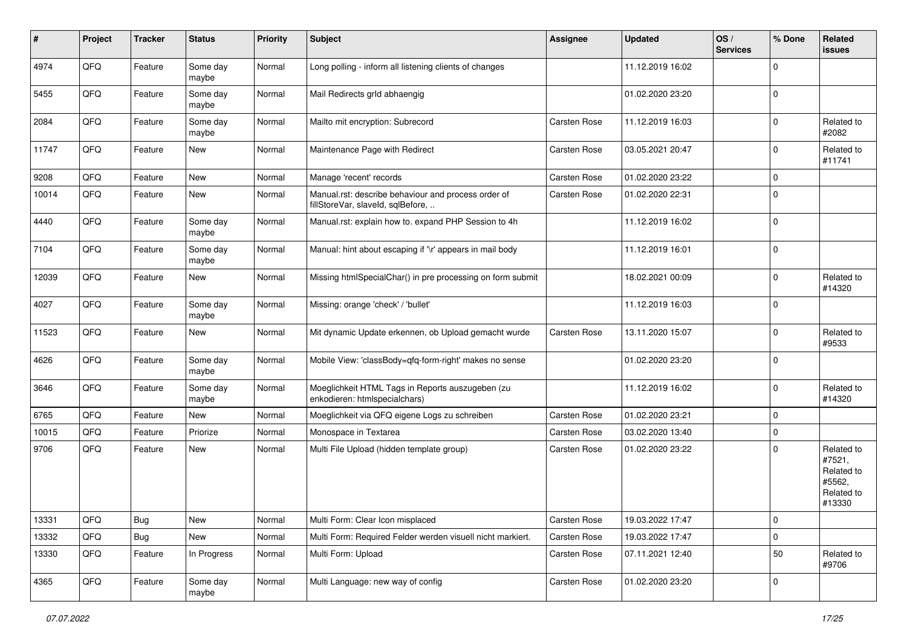| # | Project | Tracker | Status | Priority | Subject | Assignee | Updated | OS / Services | % Done | Related issues |
|---|---|---|---|---|---|---|---|---|---|---|
| 4974 | QFQ | Feature | Some day maybe | Normal | Long polling - inform all listening clients of changes | | 11.12.2019 16:02 | | 0 | |
| 5455 | QFQ | Feature | Some day maybe | Normal | Mail Redirects grld abhaengig | | 01.02.2020 23:20 | | 0 | |
| 2084 | QFQ | Feature | Some day maybe | Normal | Mailto mit encryption: Subrecord | Carsten Rose | 11.12.2019 16:03 | | 0 | Related to #2082 |
| 11747 | QFQ | Feature | New | Normal | Maintenance Page with Redirect | Carsten Rose | 03.05.2021 20:47 | | 0 | Related to #11741 |
| 9208 | QFQ | Feature | New | Normal | Manage 'recent' records | Carsten Rose | 01.02.2020 23:22 | | 0 | |
| 10014 | QFQ | Feature | New | Normal | Manual.rst: describe behaviour and process order of fillStoreVar, slaveId, sqlBefore, .. | Carsten Rose | 01.02.2020 22:31 | | 0 | |
| 4440 | QFQ | Feature | Some day maybe | Normal | Manual.rst: explain how to. expand PHP Session to 4h | | 11.12.2019 16:02 | | 0 | |
| 7104 | QFQ | Feature | Some day maybe | Normal | Manual: hint about escaping if '\r' appears in mail body | | 11.12.2019 16:01 | | 0 | |
| 12039 | QFQ | Feature | New | Normal | Missing htmlSpecialChar() in pre processing on form submit | | 18.02.2021 00:09 | | 0 | Related to #14320 |
| 4027 | QFQ | Feature | Some day maybe | Normal | Missing: orange 'check' / 'bullet' | | 11.12.2019 16:03 | | 0 | |
| 11523 | QFQ | Feature | New | Normal | Mit dynamic Update erkennen, ob Upload gemacht wurde | Carsten Rose | 13.11.2020 15:07 | | 0 | Related to #9533 |
| 4626 | QFQ | Feature | Some day maybe | Normal | Mobile View: 'classBody=qfq-form-right' makes no sense | | 01.02.2020 23:20 | | 0 | |
| 3646 | QFQ | Feature | Some day maybe | Normal | Moeglichkeit HTML Tags in Reports auszugeben (zu enkodieren: htmlspecialchars) | | 11.12.2019 16:02 | | 0 | Related to #14320 |
| 6765 | QFQ | Feature | New | Normal | Moeglichkeit via QFQ eigene Logs zu schreiben | Carsten Rose | 01.02.2020 23:21 | | 0 | |
| 10015 | QFQ | Feature | Priorize | Normal | Monospace in Textarea | Carsten Rose | 03.02.2020 13:40 | | 0 | |
| 9706 | QFQ | Feature | New | Normal | Multi File Upload (hidden template group) | Carsten Rose | 01.02.2020 23:22 | | 0 | Related to #7521, Related to #5562, Related to #13330 |
| 13331 | QFQ | Bug | New | Normal | Multi Form: Clear Icon misplaced | Carsten Rose | 19.03.2022 17:47 | | 0 | |
| 13332 | QFQ | Bug | New | Normal | Multi Form: Required Felder werden visuell nicht markiert. | Carsten Rose | 19.03.2022 17:47 | | 0 | |
| 13330 | QFQ | Feature | In Progress | Normal | Multi Form: Upload | Carsten Rose | 07.11.2021 12:40 | | 50 | Related to #9706 |
| 4365 | QFQ | Feature | Some day maybe | Normal | Multi Language: new way of config | Carsten Rose | 01.02.2020 23:20 | | 0 | |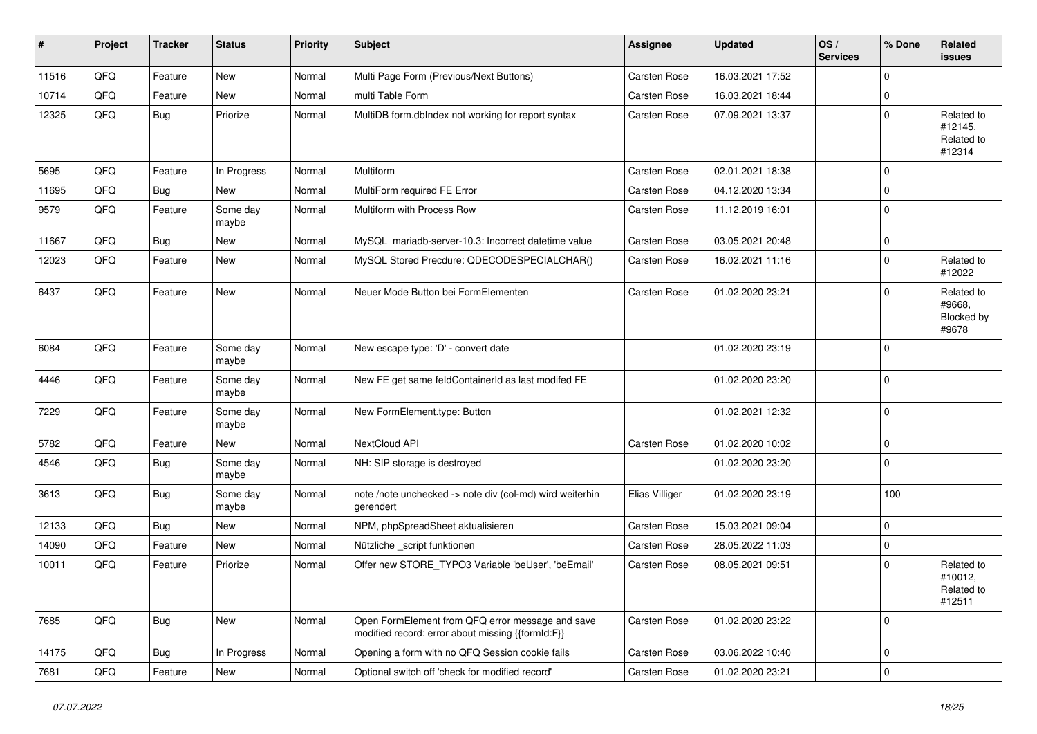| # | Project | Tracker | Status | Priority | Subject | Assignee | Updated | OS / Services | % Done | Related issues |
|---|---|---|---|---|---|---|---|---|---|---|
| 11516 | QFQ | Feature | New | Normal | Multi Page Form (Previous/Next Buttons) | Carsten Rose | 16.03.2021 17:52 | | 0 | |
| 10714 | QFQ | Feature | New | Normal | multi Table Form | Carsten Rose | 16.03.2021 18:44 | | 0 | |
| 12325 | QFQ | Bug | Priorize | Normal | MultiDB form.dbIndex not working for report syntax | Carsten Rose | 07.09.2021 13:37 | | 0 | Related to #12145, Related to #12314 |
| 5695 | QFQ | Feature | In Progress | Normal | Multiform | Carsten Rose | 02.01.2021 18:38 | | 0 | |
| 11695 | QFQ | Bug | New | Normal | MultiForm required FE Error | Carsten Rose | 04.12.2020 13:34 | | 0 | |
| 9579 | QFQ | Feature | Some day maybe | Normal | Multiform with Process Row | Carsten Rose | 11.12.2019 16:01 | | 0 | |
| 11667 | QFQ | Bug | New | Normal | MySQL mariadb-server-10.3: Incorrect datetime value | Carsten Rose | 03.05.2021 20:48 | | 0 | |
| 12023 | QFQ | Feature | New | Normal | MySQL Stored Precdure: QDECODESPECIALCHAR() | Carsten Rose | 16.02.2021 11:16 | | 0 | Related to #12022 |
| 6437 | QFQ | Feature | New | Normal | Neuer Mode Button bei FormElementen | Carsten Rose | 01.02.2020 23:21 | | 0 | Related to #9668, Blocked by #9678 |
| 6084 | QFQ | Feature | Some day maybe | Normal | New escape type: 'D' - convert date | | 01.02.2020 23:19 | | 0 | |
| 4446 | QFQ | Feature | Some day maybe | Normal | New FE get same feldContainerId as last modifed FE | | 01.02.2020 23:20 | | 0 | |
| 7229 | QFQ | Feature | Some day maybe | Normal | New FormElement.type: Button | | 01.02.2021 12:32 | | 0 | |
| 5782 | QFQ | Feature | New | Normal | NextCloud API | Carsten Rose | 01.02.2020 10:02 | | 0 | |
| 4546 | QFQ | Bug | Some day maybe | Normal | NH: SIP storage is destroyed | | 01.02.2020 23:20 | | 0 | |
| 3613 | QFQ | Bug | Some day maybe | Normal | note /note unchecked -> note div (col-md) wird weiterhin gerendert | Elias Villiger | 01.02.2020 23:19 | | 100 | |
| 12133 | QFQ | Bug | New | Normal | NPM, phpSpreadSheet aktualisieren | Carsten Rose | 15.03.2021 09:04 | | 0 | |
| 14090 | QFQ | Feature | New | Normal | Nützliche _script funktionen | Carsten Rose | 28.05.2022 11:03 | | 0 | |
| 10011 | QFQ | Feature | Priorize | Normal | Offer new STORE_TYPO3 Variable 'beUser', 'beEmail' | Carsten Rose | 08.05.2021 09:51 | | 0 | Related to #10012, Related to #12511 |
| 7685 | QFQ | Bug | New | Normal | Open FormElement from QFQ error message and save modified record: error about missing {{formId:F}} | Carsten Rose | 01.02.2020 23:22 | | 0 | |
| 14175 | QFQ | Bug | In Progress | Normal | Opening a form with no QFQ Session cookie fails | Carsten Rose | 03.06.2022 10:40 | | 0 | |
| 7681 | QFQ | Feature | New | Normal | Optional switch off 'check for modified record' | Carsten Rose | 01.02.2020 23:21 | | 0 | |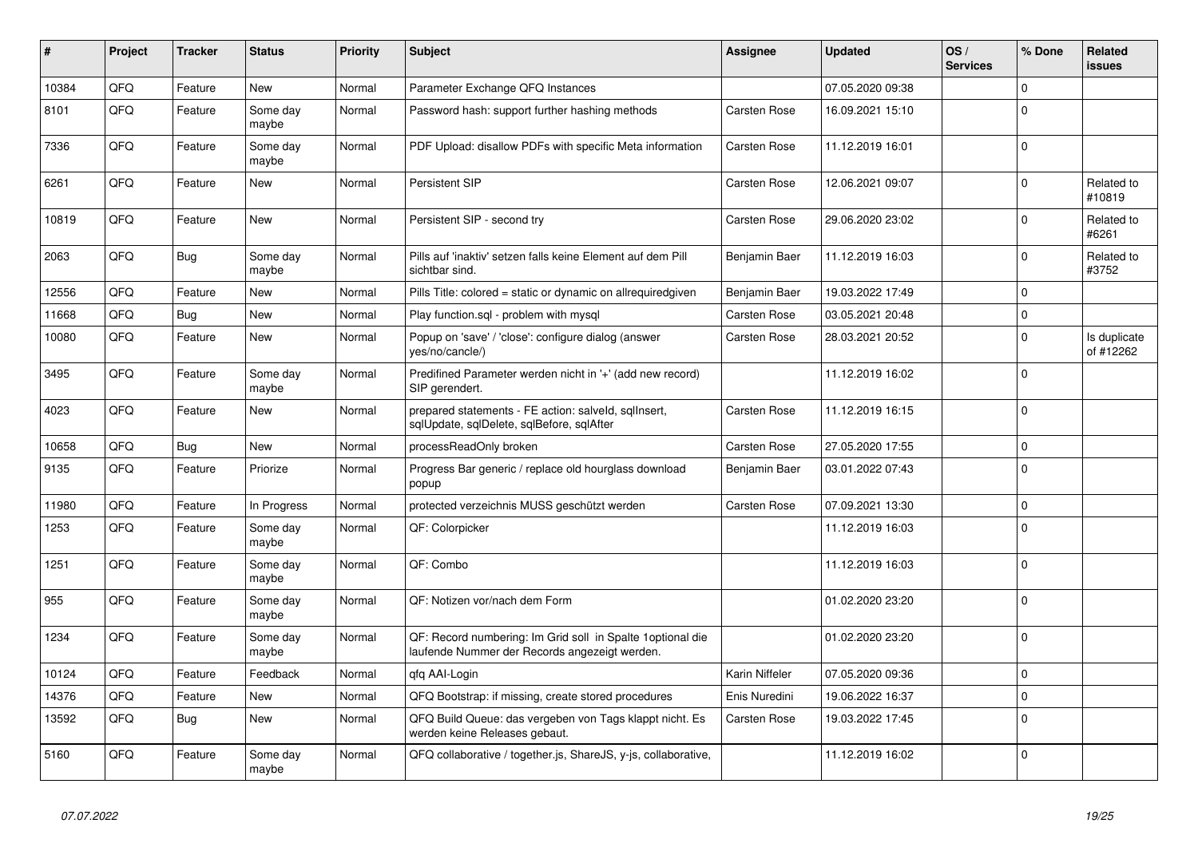| # | Project | Tracker | Status | Priority | Subject | Assignee | Updated | OS / Services | % Done | Related issues |
|---|---|---|---|---|---|---|---|---|---|---|
| 10384 | QFQ | Feature | New | Normal | Parameter Exchange QFQ Instances | | 07.05.2020 09:38 | | 0 | |
| 8101 | QFQ | Feature | Some day maybe | Normal | Password hash: support further hashing methods | Carsten Rose | 16.09.2021 15:10 | | 0 | |
| 7336 | QFQ | Feature | Some day maybe | Normal | PDF Upload: disallow PDFs with specific Meta information | Carsten Rose | 11.12.2019 16:01 | | 0 | |
| 6261 | QFQ | Feature | New | Normal | Persistent SIP | Carsten Rose | 12.06.2021 09:07 | | 0 | Related to #10819 |
| 10819 | QFQ | Feature | New | Normal | Persistent SIP - second try | Carsten Rose | 29.06.2020 23:02 | | 0 | Related to #6261 |
| 2063 | QFQ | Bug | Some day maybe | Normal | Pills auf 'inaktiv' setzen falls keine Element auf dem Pill sichtbar sind. | Benjamin Baer | 11.12.2019 16:03 | | 0 | Related to #3752 |
| 12556 | QFQ | Feature | New | Normal | Pills Title: colored = static or dynamic on allrequiredgiven | Benjamin Baer | 19.03.2022 17:49 | | 0 | |
| 11668 | QFQ | Bug | New | Normal | Play function.sql - problem with mysql | Carsten Rose | 03.05.2021 20:48 | | 0 | |
| 10080 | QFQ | Feature | New | Normal | Popup on 'save' / 'close': configure dialog (answer yes/no/cancle/) | Carsten Rose | 28.03.2021 20:52 | | 0 | Is duplicate of #12262 |
| 3495 | QFQ | Feature | Some day maybe | Normal | Predifined Parameter werden nicht in '+' (add new record) SIP gerendert. | | 11.12.2019 16:02 | | 0 | |
| 4023 | QFQ | Feature | New | Normal | prepared statements - FE action: salveld, sqlInsert, sqlUpdate, sqlDelete, sqlBefore, sqlAfter | Carsten Rose | 11.12.2019 16:15 | | 0 | |
| 10658 | QFQ | Bug | New | Normal | processReadOnly broken | Carsten Rose | 27.05.2020 17:55 | | 0 | |
| 9135 | QFQ | Feature | Priorize | Normal | Progress Bar generic / replace old hourglass download popup | Benjamin Baer | 03.01.2022 07:43 | | 0 | |
| 11980 | QFQ | Feature | In Progress | Normal | protected verzeichnis MUSS geschützt werden | Carsten Rose | 07.09.2021 13:30 | | 0 | |
| 1253 | QFQ | Feature | Some day maybe | Normal | QF: Colorpicker | | 11.12.2019 16:03 | | 0 | |
| 1251 | QFQ | Feature | Some day maybe | Normal | QF: Combo | | 11.12.2019 16:03 | | 0 | |
| 955 | QFQ | Feature | Some day maybe | Normal | QF: Notizen vor/nach dem Form | | 01.02.2020 23:20 | | 0 | |
| 1234 | QFQ | Feature | Some day maybe | Normal | QF: Record numbering: Im Grid soll in Spalte 1optional die laufende Nummer der Records angezeigt werden. | | 01.02.2020 23:20 | | 0 | |
| 10124 | QFQ | Feature | Feedback | Normal | qfq AAI-Login | Karin Niffeler | 07.05.2020 09:36 | | 0 | |
| 14376 | QFQ | Feature | New | Normal | QFQ Bootstrap: if missing, create stored procedures | Enis Nuredini | 19.06.2022 16:37 | | 0 | |
| 13592 | QFQ | Bug | New | Normal | QFQ Build Queue: das vergeben von Tags klappt nicht. Es werden keine Releases gebaut. | Carsten Rose | 19.03.2022 17:45 | | 0 | |
| 5160 | QFQ | Feature | Some day maybe | Normal | QFQ collaborative / together.js, ShareJS, y-js, collaborative, | | 11.12.2019 16:02 | | 0 | |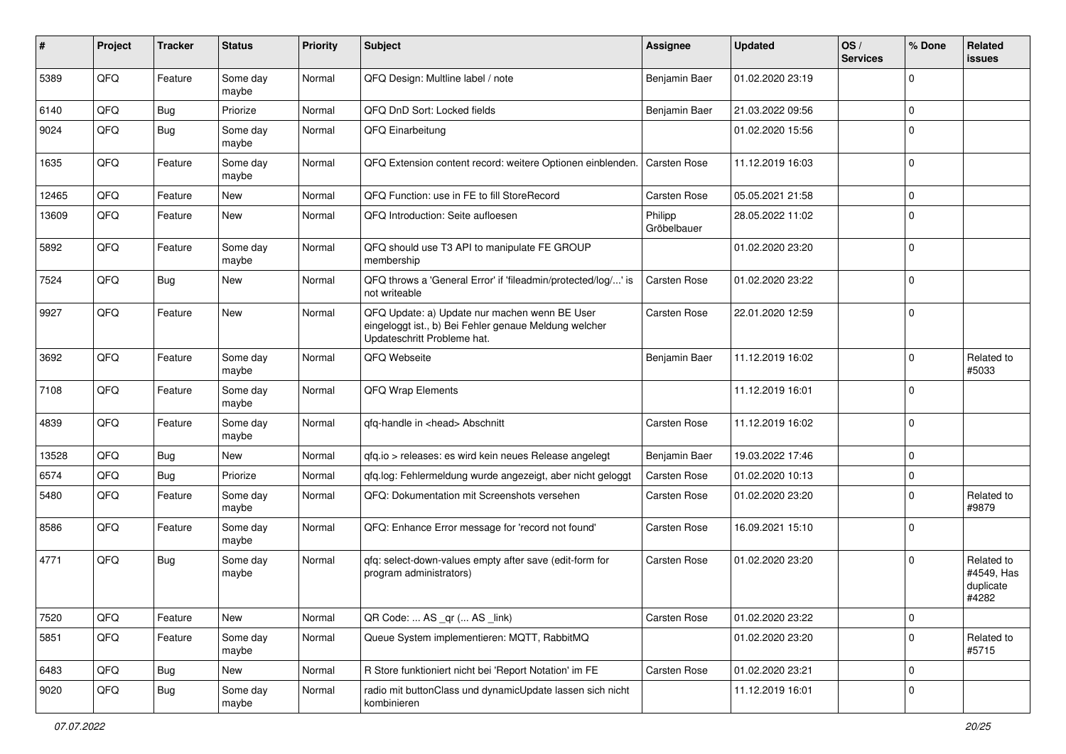| # | Project | Tracker | Status | Priority | Subject | Assignee | Updated | OS / Services | % Done | Related issues |
|---|---|---|---|---|---|---|---|---|---|---|
| 5389 | QFQ | Feature | Some day maybe | Normal | QFQ Design: Multline label / note | Benjamin Baer | 01.02.2020 23:19 | | 0 | |
| 6140 | QFQ | Bug | Priorize | Normal | QFQ DnD Sort: Locked fields | Benjamin Baer | 21.03.2022 09:56 | | 0 | |
| 9024 | QFQ | Bug | Some day maybe | Normal | QFQ Einarbeitung | | 01.02.2020 15:56 | | 0 | |
| 1635 | QFQ | Feature | Some day maybe | Normal | QFQ Extension content record: weitere Optionen einblenden. | Carsten Rose | 11.12.2019 16:03 | | 0 | |
| 12465 | QFQ | Feature | New | Normal | QFQ Function: use in FE to fill StoreRecord | Carsten Rose | 05.05.2021 21:58 | | 0 | |
| 13609 | QFQ | Feature | New | Normal | QFQ Introduction: Seite aufloesen | Philipp Gröbelbauer | 28.05.2022 11:02 | | 0 | |
| 5892 | QFQ | Feature | Some day maybe | Normal | QFQ should use T3 API to manipulate FE GROUP membership | | 01.02.2020 23:20 | | 0 | |
| 7524 | QFQ | Bug | New | Normal | QFQ throws a 'General Error' if 'fileadmin/protected/log/...' is not writeable | Carsten Rose | 01.02.2020 23:22 | | 0 | |
| 9927 | QFQ | Feature | New | Normal | QFQ Update: a) Update nur machen wenn BE User eingeloggt ist., b) Bei Fehler genaue Meldung welcher Updateschritt Probleme hat. | Carsten Rose | 22.01.2020 12:59 | | 0 | |
| 3692 | QFQ | Feature | Some day maybe | Normal | QFQ Webseite | Benjamin Baer | 11.12.2019 16:02 | | 0 | Related to #5033 |
| 7108 | QFQ | Feature | Some day maybe | Normal | QFQ Wrap Elements | | 11.12.2019 16:01 | | 0 | |
| 4839 | QFQ | Feature | Some day maybe | Normal | qfq-handle in <head> Abschnitt | Carsten Rose | 11.12.2019 16:02 | | 0 | |
| 13528 | QFQ | Bug | New | Normal | qfq.io > releases: es wird kein neues Release angelegt | Benjamin Baer | 19.03.2022 17:46 | | 0 | |
| 6574 | QFQ | Bug | Priorize | Normal | qfq.log: Fehlermeldung wurde angezeigt, aber nicht geloggt | Carsten Rose | 01.02.2020 10:13 | | 0 | |
| 5480 | QFQ | Feature | Some day maybe | Normal | QFQ: Dokumentation mit Screenshots versehen | Carsten Rose | 01.02.2020 23:20 | | 0 | Related to #9879 |
| 8586 | QFQ | Feature | Some day maybe | Normal | QFQ: Enhance Error message for 'record not found' | Carsten Rose | 16.09.2021 15:10 | | 0 | |
| 4771 | QFQ | Bug | Some day maybe | Normal | qfq: select-down-values empty after save (edit-form for program administrators) | Carsten Rose | 01.02.2020 23:20 | | 0 | Related to #4549, Has duplicate #4282 |
| 7520 | QFQ | Feature | New | Normal | QR Code: ... AS _qr (... AS _link) | Carsten Rose | 01.02.2020 23:22 | | 0 | |
| 5851 | QFQ | Feature | Some day maybe | Normal | Queue System implementieren: MQTT, RabbitMQ | | 01.02.2020 23:20 | | 0 | Related to #5715 |
| 6483 | QFQ | Bug | New | Normal | R Store funktioniert nicht bei 'Report Notation' im FE | Carsten Rose | 01.02.2020 23:21 | | 0 | |
| 9020 | QFQ | Bug | Some day maybe | Normal | radio mit buttonClass und dynamicUpdate lassen sich nicht kombinieren | | 11.12.2019 16:01 | | 0 | |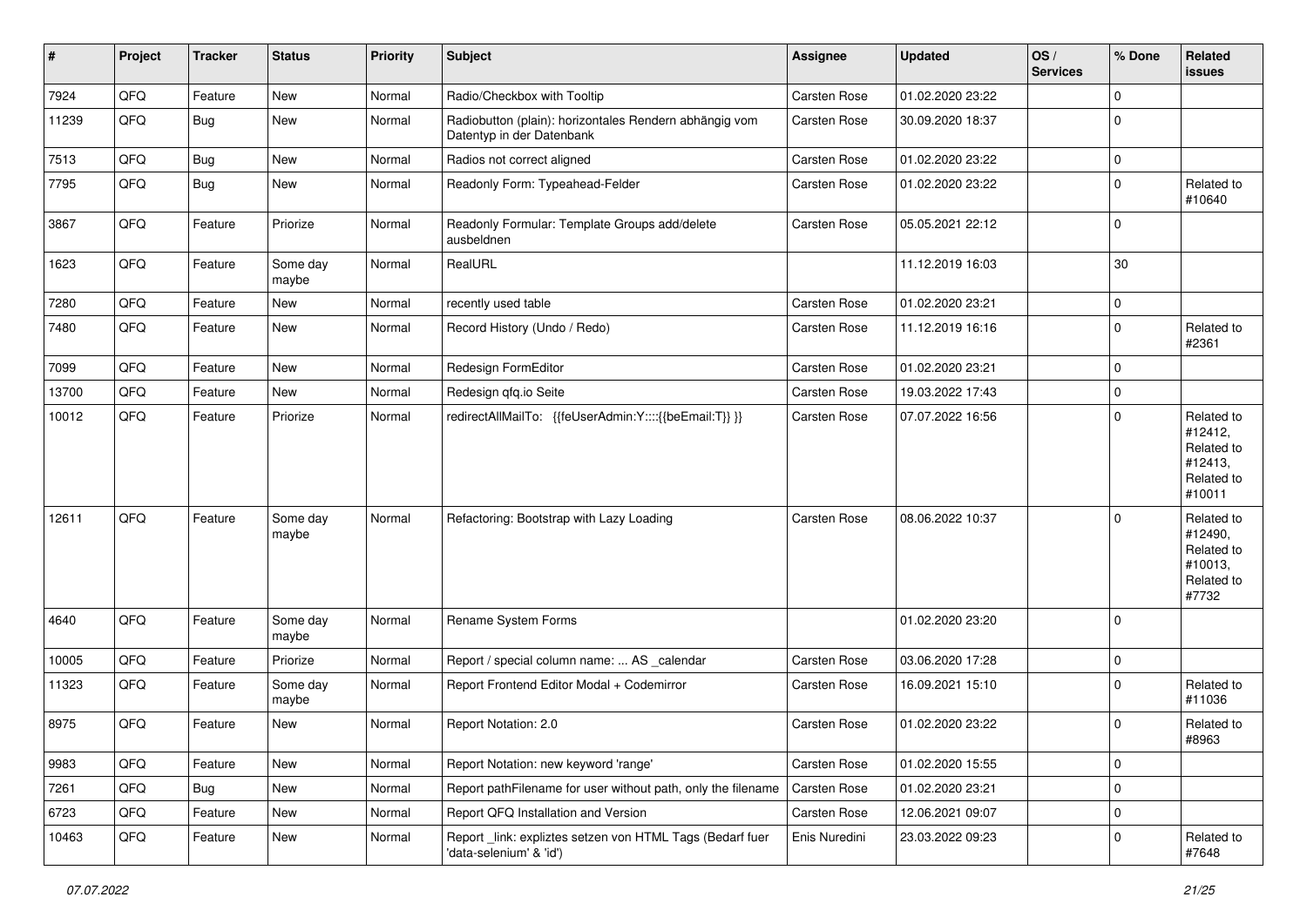| # | Project | Tracker | Status | Priority | Subject | Assignee | Updated | OS / Services | % Done | Related issues |
|---|---|---|---|---|---|---|---|---|---|---|
| 7924 | QFQ | Feature | New | Normal | Radio/Checkbox with Tooltip | Carsten Rose | 01.02.2020 23:22 | | 0 | |
| 11239 | QFQ | Bug | New | Normal | Radiobutton (plain): horizontales Rendern abhängig vom Datentyp in der Datenbank | Carsten Rose | 30.09.2020 18:37 | | 0 | |
| 7513 | QFQ | Bug | New | Normal | Radios not correct aligned | Carsten Rose | 01.02.2020 23:22 | | 0 | |
| 7795 | QFQ | Bug | New | Normal | Readonly Form: Typeahead-Felder | Carsten Rose | 01.02.2020 23:22 | | 0 | Related to #10640 |
| 3867 | QFQ | Feature | Priorize | Normal | Readonly Formular: Template Groups add/delete ausbeldnen | Carsten Rose | 05.05.2021 22:12 | | 0 | |
| 1623 | QFQ | Feature | Some day maybe | Normal | RealURL | | 11.12.2019 16:03 | | 30 | |
| 7280 | QFQ | Feature | New | Normal | recently used table | Carsten Rose | 01.02.2020 23:21 | | 0 | |
| 7480 | QFQ | Feature | New | Normal | Record History (Undo / Redo) | Carsten Rose | 11.12.2019 16:16 | | 0 | Related to #2361 |
| 7099 | QFQ | Feature | New | Normal | Redesign FormEditor | Carsten Rose | 01.02.2020 23:21 | | 0 | |
| 13700 | QFQ | Feature | New | Normal | Redesign qfq.io Seite | Carsten Rose | 19.03.2022 17:43 | | 0 | |
| 10012 | QFQ | Feature | Priorize | Normal | redirectAllMailTo: {{feUserAdmin:Y::::{{beEmail:T}} }} | Carsten Rose | 07.07.2022 16:56 | | 0 | Related to #12412, Related to #12413, Related to #10011 |
| 12611 | QFQ | Feature | Some day maybe | Normal | Refactoring: Bootstrap with Lazy Loading | Carsten Rose | 08.06.2022 10:37 | | 0 | Related to #12490, Related to #10013, Related to #7732 |
| 4640 | QFQ | Feature | Some day maybe | Normal | Rename System Forms | | 01.02.2020 23:20 | | 0 | |
| 10005 | QFQ | Feature | Priorize | Normal | Report / special column name: ... AS _calendar | Carsten Rose | 03.06.2020 17:28 | | 0 | |
| 11323 | QFQ | Feature | Some day maybe | Normal | Report Frontend Editor Modal + Codemirror | Carsten Rose | 16.09.2021 15:10 | | 0 | Related to #11036 |
| 8975 | QFQ | Feature | New | Normal | Report Notation: 2.0 | Carsten Rose | 01.02.2020 23:22 | | 0 | Related to #8963 |
| 9983 | QFQ | Feature | New | Normal | Report Notation: new keyword 'range' | Carsten Rose | 01.02.2020 15:55 | | 0 | |
| 7261 | QFQ | Bug | New | Normal | Report pathFilename for user without path, only the filename | Carsten Rose | 01.02.2020 23:21 | | 0 | |
| 6723 | QFQ | Feature | New | Normal | Report QFQ Installation and Version | Carsten Rose | 12.06.2021 09:07 | | 0 | |
| 10463 | QFQ | Feature | New | Normal | Report _link: expliztes setzen von HTML Tags (Bedarf fuer 'data-selenium' & 'id') | Enis Nuredini | 23.03.2022 09:23 | | 0 | Related to #7648 |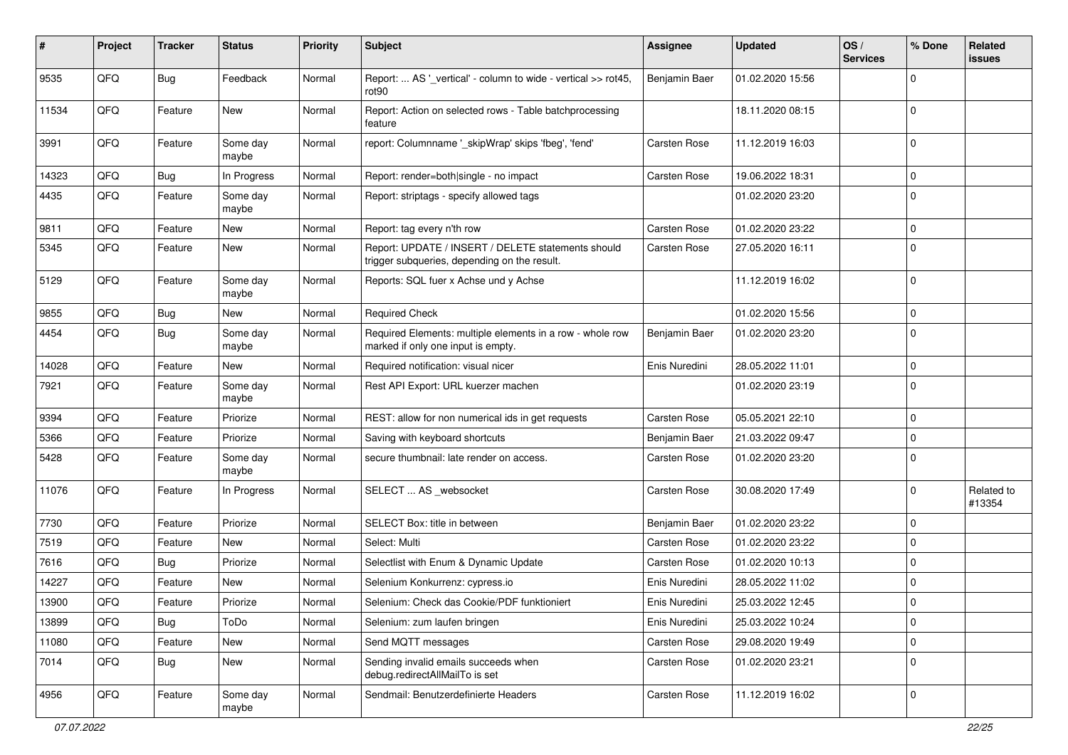| # | Project | Tracker | Status | Priority | Subject | Assignee | Updated | OS / Services | % Done | Related issues |
|---|---|---|---|---|---|---|---|---|---|---|
| 9535 | QFQ | Bug | Feedback | Normal | Report: ... AS '_vertical' - column to wide - vertical >> rot45, rot90 | Benjamin Baer | 01.02.2020 15:56 | | 0 | |
| 11534 | QFQ | Feature | New | Normal | Report: Action on selected rows - Table batchprocessing feature | | 18.11.2020 08:15 | | 0 | |
| 3991 | QFQ | Feature | Some day maybe | Normal | report: Columnname '_skipWrap' skips 'fbeg', 'fend' | Carsten Rose | 11.12.2019 16:03 | | 0 | |
| 14323 | QFQ | Bug | In Progress | Normal | Report: render=both\|single - no impact | Carsten Rose | 19.06.2022 18:31 | | 0 | |
| 4435 | QFQ | Feature | Some day maybe | Normal | Report: striptags - specify allowed tags | | 01.02.2020 23:20 | | 0 | |
| 9811 | QFQ | Feature | New | Normal | Report: tag every n'th row | Carsten Rose | 01.02.2020 23:22 | | 0 | |
| 5345 | QFQ | Feature | New | Normal | Report: UPDATE / INSERT / DELETE statements should trigger subqueries, depending on the result. | Carsten Rose | 27.05.2020 16:11 | | 0 | |
| 5129 | QFQ | Feature | Some day maybe | Normal | Reports: SQL fuer x Achse und y Achse | | 11.12.2019 16:02 | | 0 | |
| 9855 | QFQ | Bug | New | Normal | Required Check | | 01.02.2020 15:56 | | 0 | |
| 4454 | QFQ | Bug | Some day maybe | Normal | Required Elements: multiple elements in a row - whole row marked if only one input is empty. | Benjamin Baer | 01.02.2020 23:20 | | 0 | |
| 14028 | QFQ | Feature | New | Normal | Required notification: visual nicer | Enis Nuredini | 28.05.2022 11:01 | | 0 | |
| 7921 | QFQ | Feature | Some day maybe | Normal | Rest API Export: URL kuerzer machen | | 01.02.2020 23:19 | | 0 | |
| 9394 | QFQ | Feature | Priorize | Normal | REST: allow for non numerical ids in get requests | Carsten Rose | 05.05.2021 22:10 | | 0 | |
| 5366 | QFQ | Feature | Priorize | Normal | Saving with keyboard shortcuts | Benjamin Baer | 21.03.2022 09:47 | | 0 | |
| 5428 | QFQ | Feature | Some day maybe | Normal | secure thumbnail: late render on access. | Carsten Rose | 01.02.2020 23:20 | | 0 | |
| 11076 | QFQ | Feature | In Progress | Normal | SELECT ... AS _websocket | Carsten Rose | 30.08.2020 17:49 | | 0 | Related to #13354 |
| 7730 | QFQ | Feature | Priorize | Normal | SELECT Box: title in between | Benjamin Baer | 01.02.2020 23:22 | | 0 | |
| 7519 | QFQ | Feature | New | Normal | Select: Multi | Carsten Rose | 01.02.2020 23:22 | | 0 | |
| 7616 | QFQ | Bug | Priorize | Normal | Selectlist with Enum & Dynamic Update | Carsten Rose | 01.02.2020 10:13 | | 0 | |
| 14227 | QFQ | Feature | New | Normal | Selenium Konkurrenz: cypress.io | Enis Nuredini | 28.05.2022 11:02 | | 0 | |
| 13900 | QFQ | Feature | Priorize | Normal | Selenium: Check das Cookie/PDF funktioniert | Enis Nuredini | 25.03.2022 12:45 | | 0 | |
| 13899 | QFQ | Bug | ToDo | Normal | Selenium: zum laufen bringen | Enis Nuredini | 25.03.2022 10:24 | | 0 | |
| 11080 | QFQ | Feature | New | Normal | Send MQTT messages | Carsten Rose | 29.08.2020 19:49 | | 0 | |
| 7014 | QFQ | Bug | New | Normal | Sending invalid emails succeeds when debug.redirectAllMailTo is set | Carsten Rose | 01.02.2020 23:21 | | 0 | |
| 4956 | QFQ | Feature | Some day maybe | Normal | Sendmail: Benutzerdefinierte Headers | Carsten Rose | 11.12.2019 16:02 | | 0 | |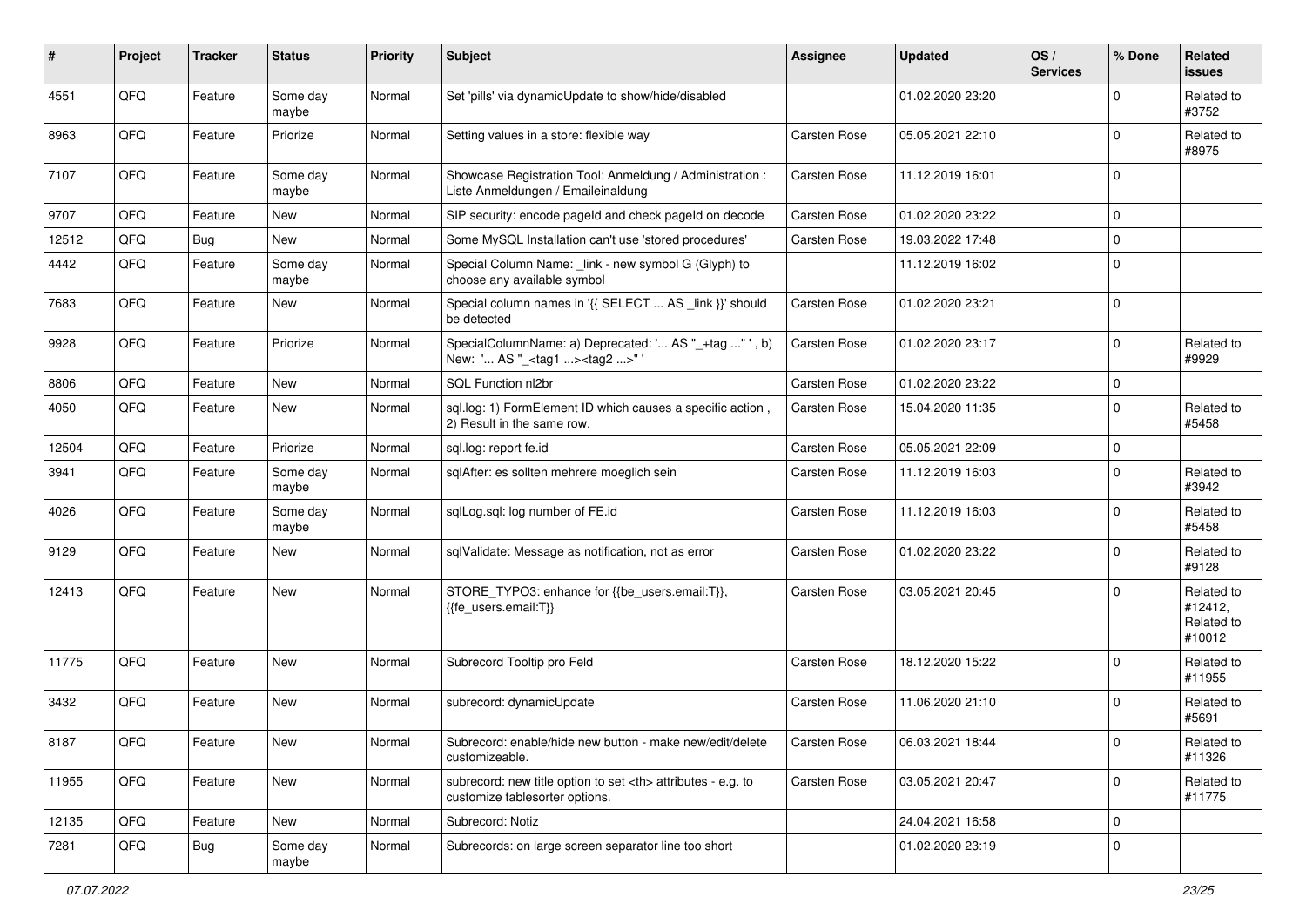| # | Project | Tracker | Status | Priority | Subject | Assignee | Updated | OS / Services | % Done | Related issues |
|---|---|---|---|---|---|---|---|---|---|---|
| 4551 | QFQ | Feature | Some day maybe | Normal | Set 'pills' via dynamicUpdate to show/hide/disabled | | 01.02.2020 23:20 | | 0 | Related to #3752 |
| 8963 | QFQ | Feature | Priorize | Normal | Setting values in a store: flexible way | Carsten Rose | 05.05.2021 22:10 | | 0 | Related to #8975 |
| 7107 | QFQ | Feature | Some day maybe | Normal | Showcase Registration Tool: Anmeldung / Administration : Liste Anmeldungen / Emaileinaldung | Carsten Rose | 11.12.2019 16:01 | | 0 | |
| 9707 | QFQ | Feature | New | Normal | SIP security: encode pageId and check pageId on decode | Carsten Rose | 01.02.2020 23:22 | | 0 | |
| 12512 | QFQ | Bug | New | Normal | Some MySQL Installation can't use 'stored procedures' | Carsten Rose | 19.03.2022 17:48 | | 0 | |
| 4442 | QFQ | Feature | Some day maybe | Normal | Special Column Name: _link - new symbol G (Glyph) to choose any available symbol | | 11.12.2019 16:02 | | 0 | |
| 7683 | QFQ | Feature | New | Normal | Special column names in '{{ SELECT ... AS _link }}' should be detected | Carsten Rose | 01.02.2020 23:21 | | 0 | |
| 9928 | QFQ | Feature | Priorize | Normal | SpecialColumnName: a) Deprecated: '... AS "_+tag ..." ', b) New: '... AS "_<tag1 ...><tag2 ...>" ' | Carsten Rose | 01.02.2020 23:17 | | 0 | Related to #9929 |
| 8806 | QFQ | Feature | New | Normal | SQL Function nl2br | Carsten Rose | 01.02.2020 23:22 | | 0 | |
| 4050 | QFQ | Feature | New | Normal | sql.log: 1) FormElement ID which causes a specific action , 2) Result in the same row. | Carsten Rose | 15.04.2020 11:35 | | 0 | Related to #5458 |
| 12504 | QFQ | Feature | Priorize | Normal | sql.log: report fe.id | Carsten Rose | 05.05.2021 22:09 | | 0 | |
| 3941 | QFQ | Feature | Some day maybe | Normal | sqlAfter: es sollten mehrere moeglich sein | Carsten Rose | 11.12.2019 16:03 | | 0 | Related to #3942 |
| 4026 | QFQ | Feature | Some day maybe | Normal | sqlLog.sql: log number of FE.id | Carsten Rose | 11.12.2019 16:03 | | 0 | Related to #5458 |
| 9129 | QFQ | Feature | New | Normal | sqlValidate: Message as notification, not as error | Carsten Rose | 01.02.2020 23:22 | | 0 | Related to #9128 |
| 12413 | QFQ | Feature | New | Normal | STORE_TYPO3: enhance for {{be_users.email:T}}, {{fe_users.email:T}} | Carsten Rose | 03.05.2021 20:45 | | 0 | Related to #12412, Related to #10012 |
| 11775 | QFQ | Feature | New | Normal | Subrecord Tooltip pro Feld | Carsten Rose | 18.12.2020 15:22 | | 0 | Related to #11955 |
| 3432 | QFQ | Feature | New | Normal | subrecord: dynamicUpdate | Carsten Rose | 11.06.2020 21:10 | | 0 | Related to #5691 |
| 8187 | QFQ | Feature | New | Normal | Subrecord: enable/hide new button - make new/edit/delete customizeable. | Carsten Rose | 06.03.2021 18:44 | | 0 | Related to #11326 |
| 11955 | QFQ | Feature | New | Normal | subrecord: new title option to set <th> attributes - e.g. to customize tablesorter options. | Carsten Rose | 03.05.2021 20:47 | | 0 | Related to #11775 |
| 12135 | QFQ | Feature | New | Normal | Subrecord: Notiz | | 24.04.2021 16:58 | | 0 | |
| 7281 | QFQ | Bug | Some day maybe | Normal | Subrecords: on large screen separator line too short | | 01.02.2020 23:19 | | 0 | |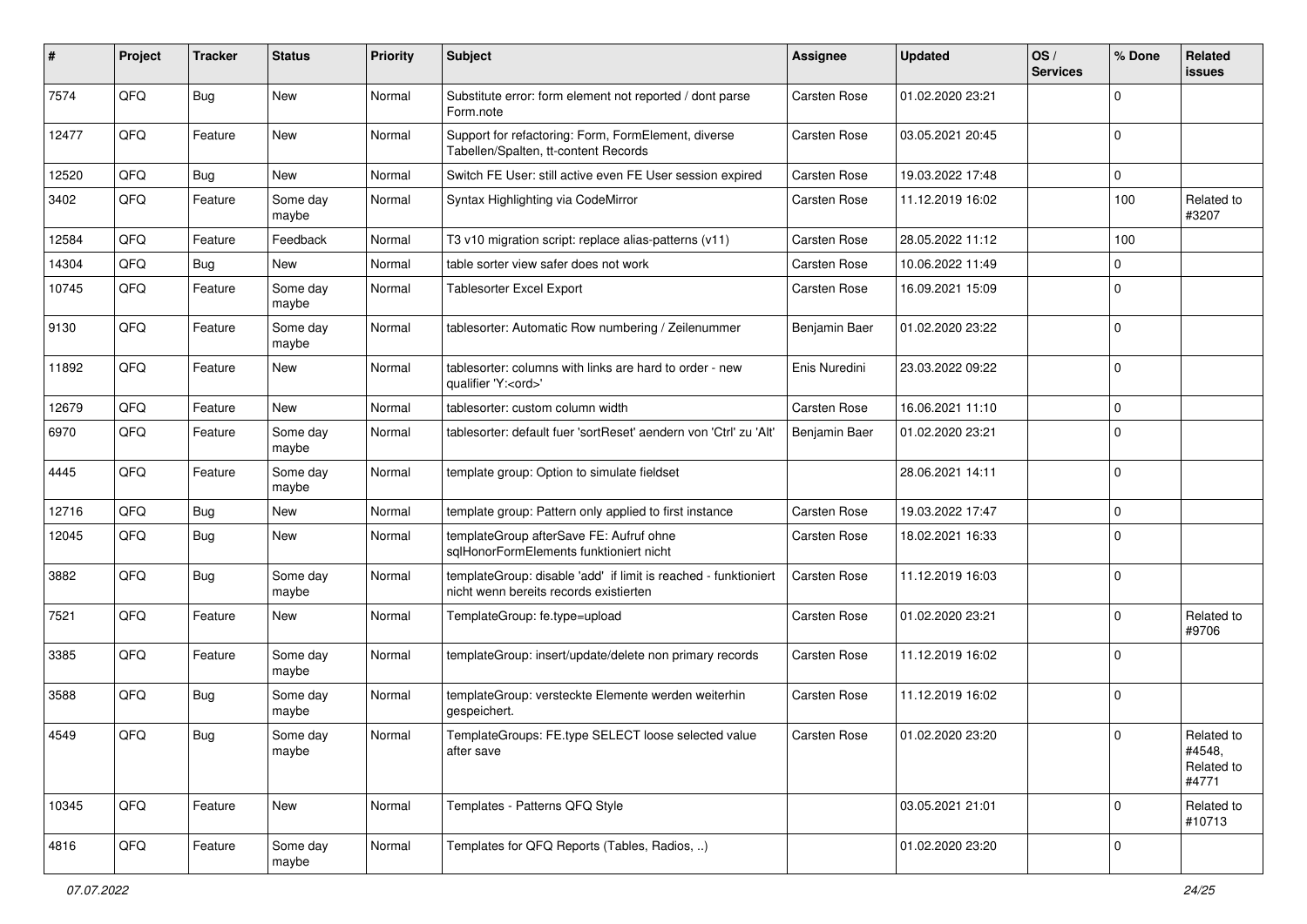| # | Project | Tracker | Status | Priority | Subject | Assignee | Updated | OS / Services | % Done | Related issues |
|---|---|---|---|---|---|---|---|---|---|---|
| 7574 | QFQ | Bug | New | Normal | Substitute error: form element not reported / dont parse Form.note | Carsten Rose | 01.02.2020 23:21 | | 0 | |
| 12477 | QFQ | Feature | New | Normal | Support for refactoring: Form, FormElement, diverse Tabellen/Spalten, tt-content Records | Carsten Rose | 03.05.2021 20:45 | | 0 | |
| 12520 | QFQ | Bug | New | Normal | Switch FE User: still active even FE User session expired | Carsten Rose | 19.03.2022 17:48 | | 0 | |
| 3402 | QFQ | Feature | Some day maybe | Normal | Syntax Highlighting via CodeMirror | Carsten Rose | 11.12.2019 16:02 | | 100 | Related to #3207 |
| 12584 | QFQ | Feature | Feedback | Normal | T3 v10 migration script: replace alias-patterns (v11) | Carsten Rose | 28.05.2022 11:12 | | 100 | |
| 14304 | QFQ | Bug | New | Normal | table sorter view safer does not work | Carsten Rose | 10.06.2022 11:49 | | 0 | |
| 10745 | QFQ | Feature | Some day maybe | Normal | Tablesorter Excel Export | Carsten Rose | 16.09.2021 15:09 | | 0 | |
| 9130 | QFQ | Feature | Some day maybe | Normal | tablesorter: Automatic Row numbering / Zeilenummer | Benjamin Baer | 01.02.2020 23:22 | | 0 | |
| 11892 | QFQ | Feature | New | Normal | tablesorter: columns with links are hard to order - new qualifier 'Y:<ord>' | Enis Nuredini | 23.03.2022 09:22 | | 0 | |
| 12679 | QFQ | Feature | New | Normal | tablesorter: custom column width | Carsten Rose | 16.06.2021 11:10 | | 0 | |
| 6970 | QFQ | Feature | Some day maybe | Normal | tablesorter: default fuer 'sortReset' aendern von 'Ctrl' zu 'Alt' | Benjamin Baer | 01.02.2020 23:21 | | 0 | |
| 4445 | QFQ | Feature | Some day maybe | Normal | template group: Option to simulate fieldset | | 28.06.2021 14:11 | | 0 | |
| 12716 | QFQ | Bug | New | Normal | template group: Pattern only applied to first instance | Carsten Rose | 19.03.2022 17:47 | | 0 | |
| 12045 | QFQ | Bug | New | Normal | templateGroup afterSave FE: Aufruf ohne sqlHonorFormElements funktioniert nicht | Carsten Rose | 18.02.2021 16:33 | | 0 | |
| 3882 | QFQ | Bug | Some day maybe | Normal | templateGroup: disable 'add' if limit is reached - funktioniert nicht wenn bereits records existierten | Carsten Rose | 11.12.2019 16:03 | | 0 | |
| 7521 | QFQ | Feature | New | Normal | TemplateGroup: fe.type=upload | Carsten Rose | 01.02.2020 23:21 | | 0 | Related to #9706 |
| 3385 | QFQ | Feature | Some day maybe | Normal | templateGroup: insert/update/delete non primary records | Carsten Rose | 11.12.2019 16:02 | | 0 | |
| 3588 | QFQ | Bug | Some day maybe | Normal | templateGroup: versteckte Elemente werden weiterhin gespeichert. | Carsten Rose | 11.12.2019 16:02 | | 0 | |
| 4549 | QFQ | Bug | Some day maybe | Normal | TemplateGroups: FE.type SELECT loose selected value after save | Carsten Rose | 01.02.2020 23:20 | | 0 | Related to #4548, Related to #4771 |
| 10345 | QFQ | Feature | New | Normal | Templates - Patterns QFQ Style | | 03.05.2021 21:01 | | 0 | Related to #10713 |
| 4816 | QFQ | Feature | Some day maybe | Normal | Templates for QFQ Reports (Tables, Radios, ..) | | 01.02.2020 23:20 | | 0 | |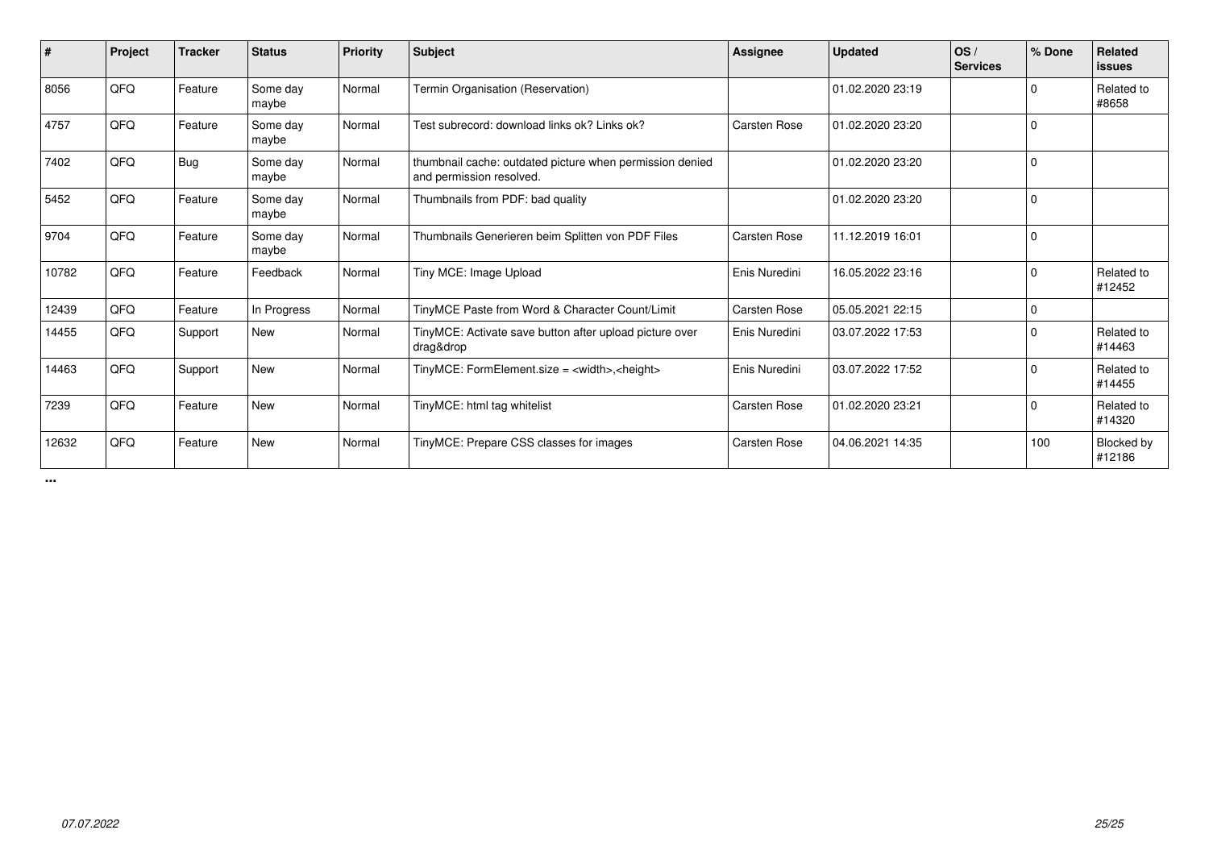| # | Project | Tracker | Status | Priority | Subject | Assignee | Updated | OS / Services | % Done | Related issues |
|---|---|---|---|---|---|---|---|---|---|---|
| 8056 | QFQ | Feature | Some day maybe | Normal | Termin Organisation (Reservation) | | 01.02.2020 23:19 | | 0 | Related to #8658 |
| 4757 | QFQ | Feature | Some day maybe | Normal | Test subrecord: download links ok? Links ok? | Carsten Rose | 01.02.2020 23:20 | | 0 | |
| 7402 | QFQ | Bug | Some day maybe | Normal | thumbnail cache: outdated picture when permission denied and permission resolved. | | 01.02.2020 23:20 | | 0 | |
| 5452 | QFQ | Feature | Some day maybe | Normal | Thumbnails from PDF: bad quality | | 01.02.2020 23:20 | | 0 | |
| 9704 | QFQ | Feature | Some day maybe | Normal | Thumbnails Generieren beim Splitten von PDF Files | Carsten Rose | 11.12.2019 16:01 | | 0 | |
| 10782 | QFQ | Feature | Feedback | Normal | Tiny MCE: Image Upload | Enis Nuredini | 16.05.2022 23:16 | | 0 | Related to #12452 |
| 12439 | QFQ | Feature | In Progress | Normal | TinyMCE Paste from Word & Character Count/Limit | Carsten Rose | 05.05.2021 22:15 | | 0 | |
| 14455 | QFQ | Support | New | Normal | TinyMCE: Activate save button after upload picture over drag&drop | Enis Nuredini | 03.07.2022 17:53 | | 0 | Related to #14463 |
| 14463 | QFQ | Support | New | Normal | TinyMCE: FormElement.size = <width>,<height> | Enis Nuredini | 03.07.2022 17:52 | | 0 | Related to #14455 |
| 7239 | QFQ | Feature | New | Normal | TinyMCE: html tag whitelist | Carsten Rose | 01.02.2020 23:21 | | 0 | Related to #14320 |
| 12632 | QFQ | Feature | New | Normal | TinyMCE: Prepare CSS classes for images | Carsten Rose | 04.06.2021 14:35 | | 100 | Blocked by #12186 |

...